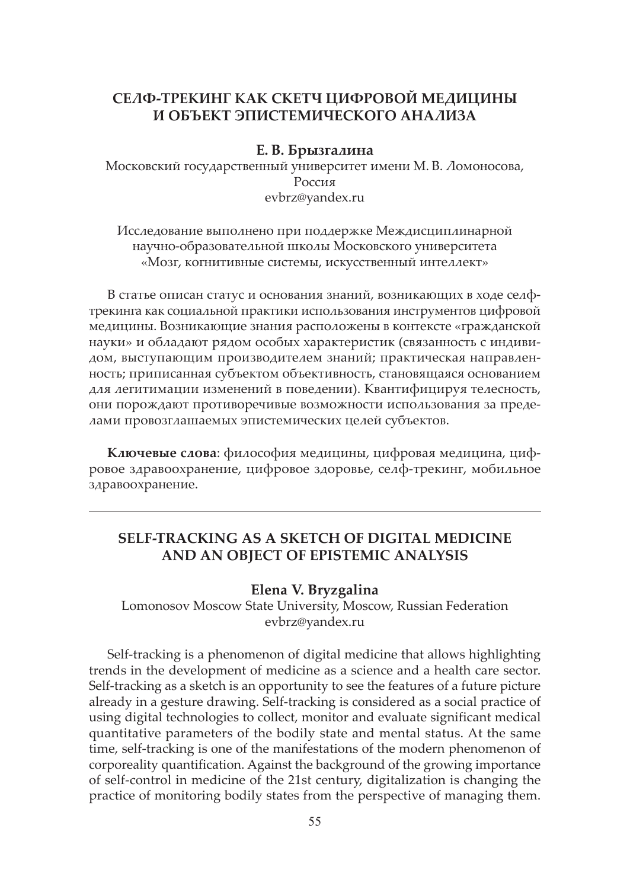# СЕЛФ-ТРЕКИНГ КАК СКЕТЧ ЦИФРОВОЙ МЕДИЦИНЫ И ОБЪЕКТ ЭПИСТЕМИЧЕСКОГО АНАЛИЗА

**Е. В. Брызгалина**

Московский государственный университет имени М. В. Ломоносова, Россия

evbrz@yandex.ru

Исследование выполнено при поддержке Междисциплинарной научно-образовательной школы Московского университета «Мозг, когнитивные системы, искусственный интеллект»

В статье описан статус и основания знаний, возникающих в ходе селф-трекинга как социальной практики использования инструментов цифровой медицины. Возникающие знания расположены в контексте «гражданской науки» и обладают рядом особых характеристик (связанность с индивидом, выступающим производителем знаний; практическая направленность; приписанная субъектом объективность, становящаяся основанием для легитимации изменений в поведении). Квантифицируя телесность, они порождают противоречивые возможности использования за пределами провозглашаемых эпистемических целей субъектов.

**Ключевые слова**: философия медицины, цифровая медицина, цифровое здравоохранение, цифровое здоровье, селф-трекинг, мобильное здравоохранение.

---

# SELF-TRACKING AS A SKETCH OF DIGITAL MEDICINE AND AN OBJECT OF EPISTEMIC ANALYSIS

**Elena V. Bryzgalina**

Lomonosov Moscow State University, Moscow, Russian Federation

evbrz@yandex.ru

Self-tracking is a phenomenon of digital medicine that allows highlighting trends in the development of medicine as a science and a health care sector. Self-tracking as a sketch is an opportunity to see the features of a future picture already in a gesture drawing. Self-tracking is considered as a social practice of using digital technologies to collect, monitor and evaluate significant medical quantitative parameters of the bodily state and mental status. At the same time, self-tracking is one of the manifestations of the modern phenomenon of corporeality quantification. Against the background of the growing importance of self-control in medicine of the 21st century, digitalization is changing the practice of monitoring bodily states from the perspective of managing them.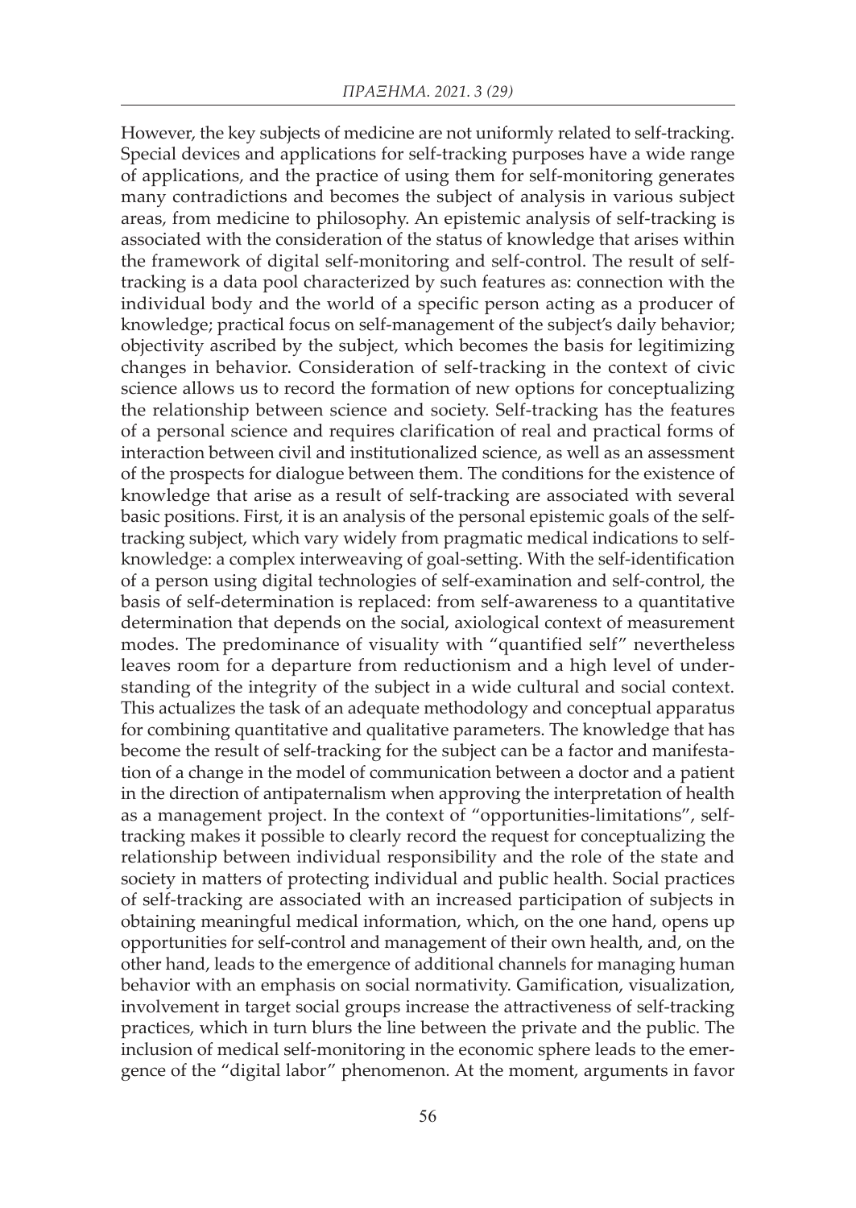However, the key subjects of medicine are not uniformly related to self-tracking. Special devices and applications for self-tracking purposes have a wide range of applications, and the practice of using them for self-monitoring generates many contradictions and becomes the subject of analysis in various subject areas, from medicine to philosophy. An epistemic analysis of self-tracking is associated with the consideration of the status of knowledge that arises within the framework of digital self-monitoring and self-control. The result of self-tracking is a data pool characterized by such features as: connection with the individual body and the world of a specific person acting as a producer of knowledge; practical focus on self-management of the subject's daily behavior; objectivity ascribed by the subject, which becomes the basis for legitimizing changes in behavior. Consideration of self-tracking in the context of civic science allows us to record the formation of new options for conceptualizing the relationship between science and society. Self-tracking has the features of a personal science and requires clarification of real and practical forms of interaction between civil and institutionalized science, as well as an assessment of the prospects for dialogue between them. The conditions for the existence of knowledge that arise as a result of self-tracking are associated with several basic positions. First, it is an analysis of the personal epistemic goals of the self-tracking subject, which vary widely from pragmatic medical indications to self-knowledge: a complex interweaving of goal-setting. With the self-identification of a person using digital technologies of self-examination and self-control, the basis of self-determination is replaced: from self-awareness to a quantitative determination that depends on the social, axiological context of measurement modes. The predominance of visuality with "quantified self" nevertheless leaves room for a departure from reductionism and a high level of understanding of the integrity of the subject in a wide cultural and social context. This actualizes the task of an adequate methodology and conceptual apparatus for combining quantitative and qualitative parameters. The knowledge that has become the result of self-tracking for the subject can be a factor and manifestation of a change in the model of communication between a doctor and a patient in the direction of antipaternalism when approving the interpretation of health as a management project. In the context of "opportunities-limitations", self-tracking makes it possible to clearly record the request for conceptualizing the relationship between individual responsibility and the role of the state and society in matters of protecting individual and public health. Social practices of self-tracking are associated with an increased participation of subjects in obtaining meaningful medical information, which, on the one hand, opens up opportunities for self-control and management of their own health, and, on the other hand, leads to the emergence of additional channels for managing human behavior with an emphasis on social normativity. Gamification, visualization, involvement in target social groups increase the attractiveness of self-tracking practices, which in turn blurs the line between the private and the public. The inclusion of medical self-monitoring in the economic sphere leads to the emergence of the "digital labor" phenomenon. At the moment, arguments in favor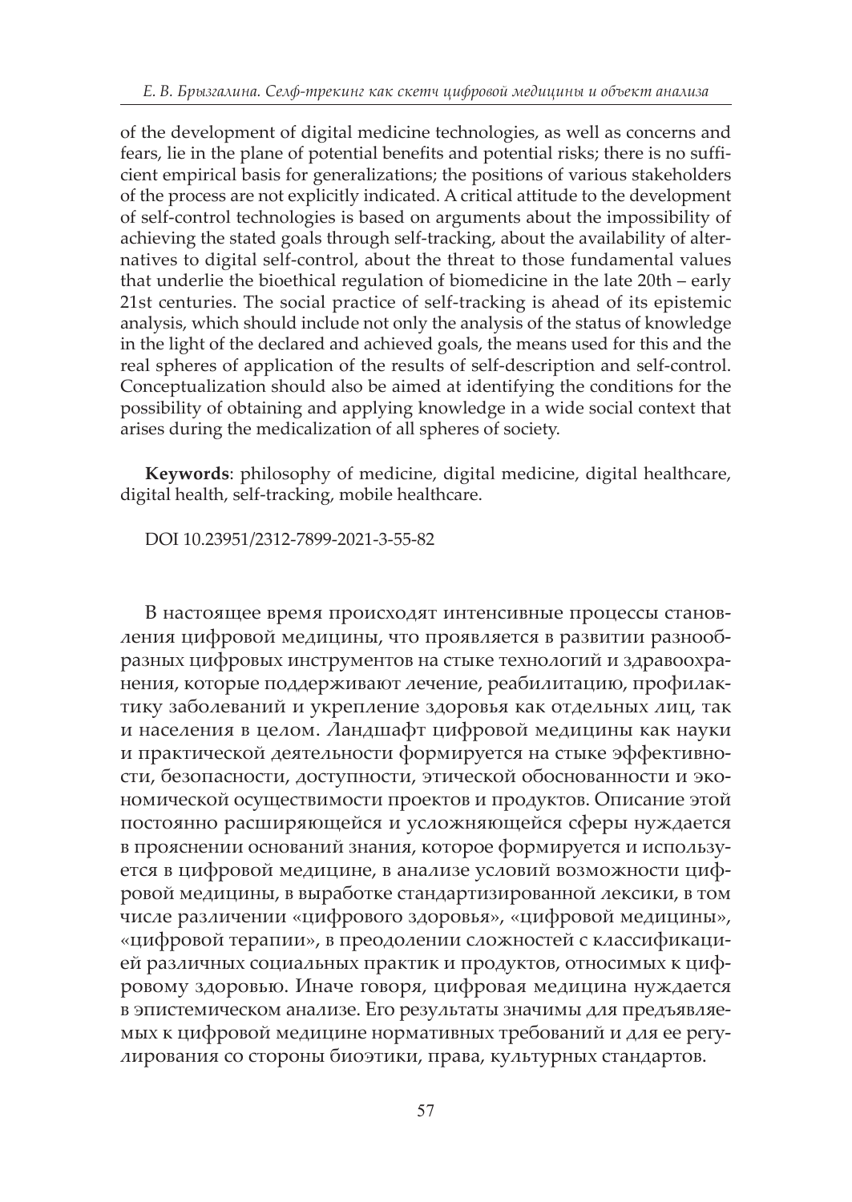of the development of digital medicine technologies, as well as concerns and fears, lie in the plane of potential benefits and potential risks; there is no sufficient empirical basis for generalizations; the positions of various stakeholders of the process are not explicitly indicated. A critical attitude to the development of self-control technologies is based on arguments about the impossibility of achieving the stated goals through self-tracking, about the availability of alternatives to digital self-control, about the threat to those fundamental values that underlie the bioethical regulation of biomedicine in the late 20th – early 21st centuries. The social practice of self-tracking is ahead of its epistemic analysis, which should include not only the analysis of the status of knowledge in the light of the declared and achieved goals, the means used for this and the real spheres of application of the results of self-description and self-control. Conceptualization should also be aimed at identifying the conditions for the possibility of obtaining and applying knowledge in a wide social context that arises during the medicalization of all spheres of society.

**Keywords**: philosophy of medicine, digital medicine, digital healthcare, digital health, self-tracking, mobile healthcare.

DOI 10.23951/2312-7899-2021-3-55-82

В настоящее время происходят интенсивные процессы становления цифровой медицины, что проявляется в развитии разнообразных цифровых инструментов на стыке технологий и здравоохранения, которые поддерживают лечение, реабилитацию, профилактику заболеваний и укрепление здоровья как отдельных лиц, так и населения в целом. Ландшафт цифровой медицины как науки и практической деятельности формируется на стыке эффективности, безопасности, доступности, этической обоснованности и экономической осуществимости проектов и продуктов. Описание этой постоянно расширяющейся и усложняющейся сферы нуждается в прояснении оснований знания, которое формируется и используется в цифровой медицине, в анализе условий возможности цифровой медицины, в выработке стандартизированной лексики, в том числе различении «цифрового здоровья», «цифровой медицины», «цифровой терапии», в преодолении сложностей с классификацией различных социальных практик и продуктов, относимых к цифровому здоровью. Иначе говоря, цифровая медицина нуждается в эпистемическом анализе. Его результаты значимы для предъявляемых к цифровой медицине нормативных требований и для ее регулирования со стороны биоэтики, права, культурных стандартов.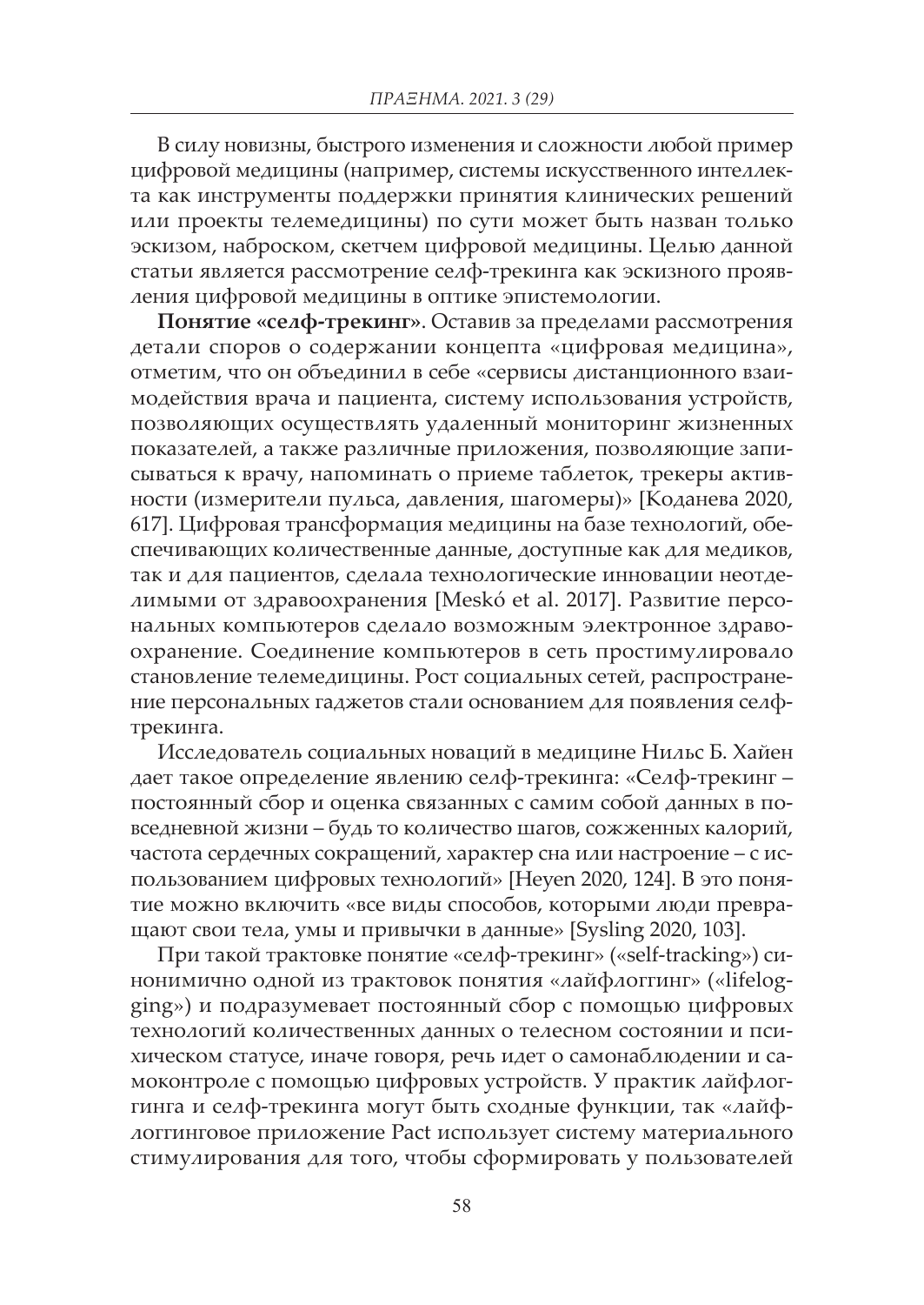В силу новизны, быстрого изменения и сложности любой пример цифровой медицины (например, системы искусственного интеллекта как инструменты поддержки принятия клинических решений или проекты телемедицины) по сути может быть назван только эскизом, наброском, скетчем цифровой медицины. Целью данной статьи является рассмотрение селф-трекинга как эскизного проявления цифровой медицины в оптике эпистемологии.

**Понятие «селф-трекинг»**. Оставив за пределами рассмотрения детали споров о содержании концепта «цифровая медицина», отметим, что он объединил в себе «сервисы дистанционного взаимодействия врача и пациента, систему использования устройств, позволяющих осуществлять удаленный мониторинг жизненных показателей, а также различные приложения, позволяющие записываться к врачу, напоминать о приеме таблеток, трекеры активности (измерители пульса, давления, шагомеры)» [Коданева 2020, 617]. Цифровая трансформация медицины на базе технологий, обеспечивающих количественные данные, доступные как для медиков, так и для пациентов, сделала технологические инновации неотделимыми от здравоохранения [Meskó et al. 2017]. Развитие персональных компьютеров сделало возможным электронное здравоохранение. Соединение компьютеров в сеть простимулировало становление телемедицины. Рост социальных сетей, распространение персональных гаджетов стали основанием для появления селф-трекинга.

Исследователь социальных новаций в медицине Нильс Б. Хайен дает такое определение явлению селф-трекинга: «Селф-трекинг – постоянный сбор и оценка связанных с самим собой данных в повседневной жизни – будь то количество шагов, сожженных калорий, частота сердечных сокращений, характер сна или настроение – с использованием цифровых технологий» [Heyen 2020, 124]. В это понятие можно включить «все виды способов, которыми люди превращают свои тела, умы и привычки в данные» [Sysling 2020, 103].

При такой трактовке понятие «селф-трекинг» («self-tracking») синонимично одной из трактовок понятия «лайфлоггинг» («lifelogging») и подразумевает постоянный сбор с помощью цифровых технологий количественных данных о телесном состоянии и психическом статусе, иначе говоря, речь идет о самонаблюдении и самоконтроле с помощью цифровых устройств. У практик лайфлоггинга и селф-трекинга могут быть сходные функции, так «лайфлоггинговое приложение Pact использует систему материального стимулирования для того, чтобы сформировать у пользователей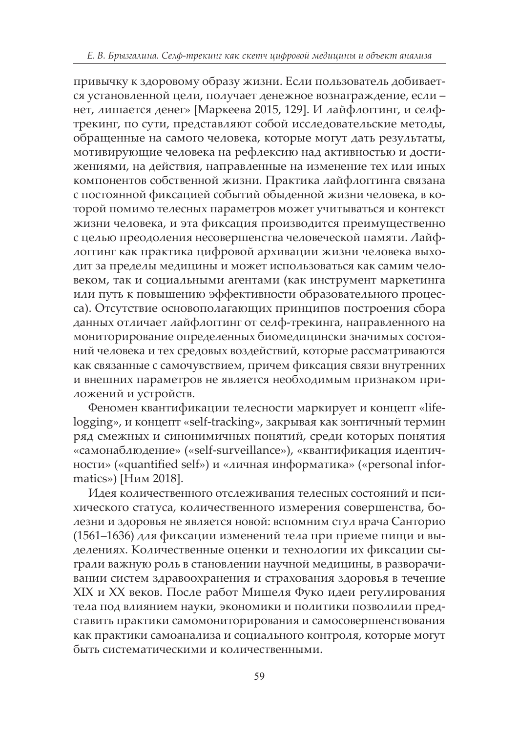привычку к здоровому образу жизни. Если пользователь добивается установленной цели, получает денежное вознаграждение, если – нет, лишается денег» [Маркеева 2015, 129]. И лайфлоггинг, и селф-трекинг, по сути, представляют собой исследовательские методы, обращенные на самого человека, которые могут дать результаты, мотивирующие человека на рефлексию над активностью и достижениями, на действия, направленные на изменение тех или иных компонентов собственной жизни. Практика лайфлоггинга связана с постоянной фиксацией событий обыденной жизни человека, в которой помимо телесных параметров может учитываться и контекст жизни человека, и эта фиксация производится преимущественно с целью преодоления несовершенства человеческой памяти. Лайфлоггинг как практика цифровой архивации жизни человека выходит за пределы медицины и может использоваться как самим человеком, так и социальными агентами (как инструмент маркетинга или путь к повышению эффективности образовательного процесса). Отсутствие основополагающих принципов построения сбора данных отличает лайфлоггинг от селф-трекинга, направленного на мониторирование определенных биомедицински значимых состояний человека и тех средовых воздействий, которые рассматриваются как связанные с самочувствием, причем фиксация связи внутренних и внешних параметров не является необходимым признаком приложений и устройств.

Феномен квантификации телесности маркирует и концепт «lifelogging», и концепт «self-tracking», закрывая как зонтичный термин ряд смежных и синонимичных понятий, среди которых понятия «самонаблюдение» («self-surveillance»), «квантификация идентичности» («quantified self») и «личная информатика» («personal informatics») [Ним 2018].

Идея количественного отслеживания телесных состояний и психического статуса, количественного измерения совершенства, болезни и здоровья не является новой: вспомним стул врача Санторио (1561–1636) для фиксации изменений тела при приеме пищи и выделениях. Количественные оценки и технологии их фиксации сыграли важную роль в становлении научной медицины, в разворачивании систем здравоохранения и страхования здоровья в течение XIX и XX веков. После работ Мишеля Фуко идеи регулирования тела под влиянием науки, экономики и политики позволили представить практики самомониторирования и самосовершенствования как практики самоанализа и социального контроля, которые могут быть систематическими и количественными.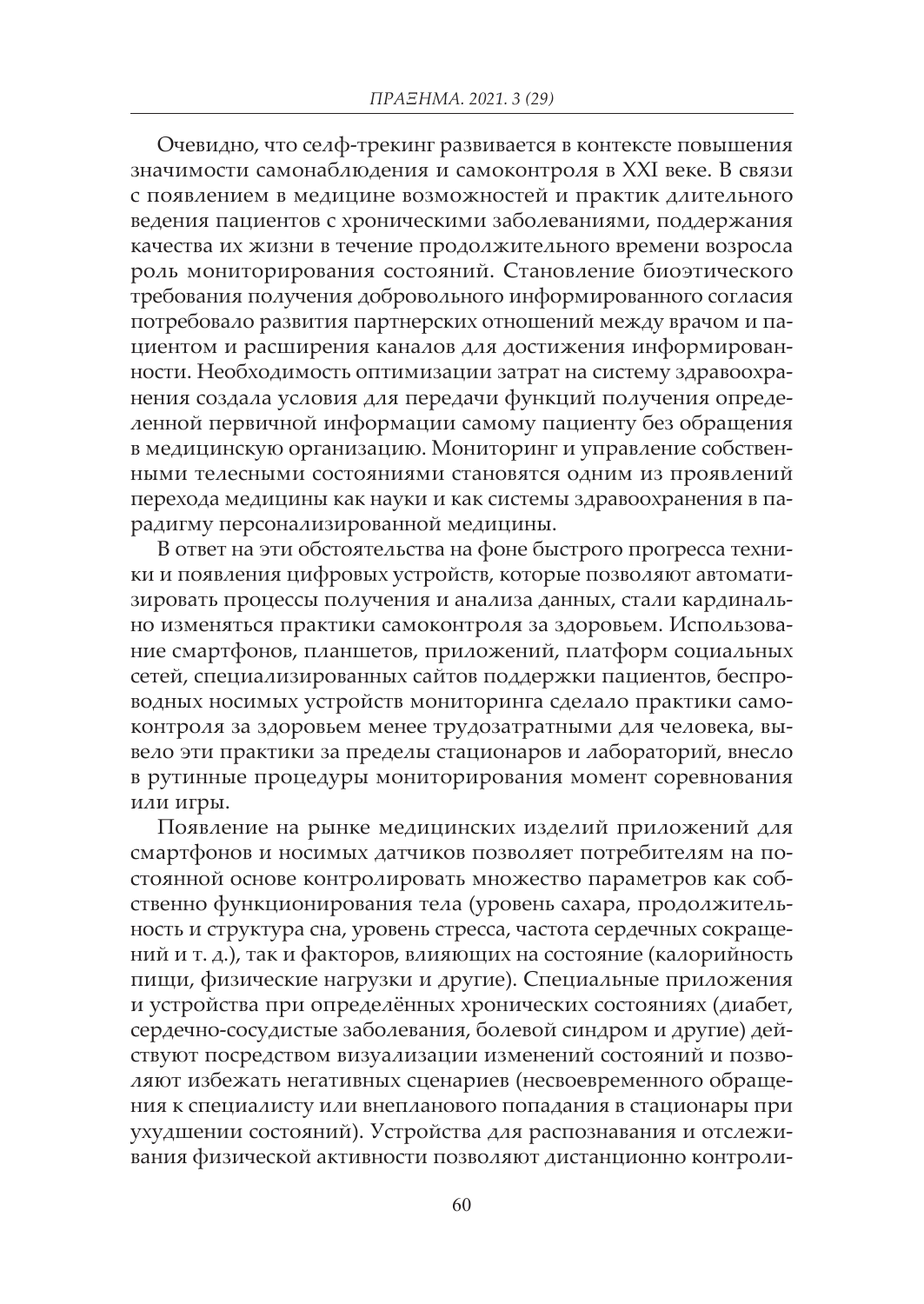Очевидно, что селф-трекинг развивается в контексте повышения значимости самонаблюдения и самоконтроля в XXI веке. В связи с появлением в медицине возможностей и практик длительного ведения пациентов с хроническими заболеваниями, поддержания качества их жизни в течение продолжительного времени возросла роль мониторирования состояний. Становление биоэтического требования получения добровольного информированного согласия потребовало развития партнерских отношений между врачом и пациентом и расширения каналов для достижения информированности. Необходимость оптимизации затрат на систему здравоохранения создала условия для передачи функций получения определенной первичной информации самому пациенту без обращения в медицинскую организацию. Мониторинг и управление собственными телесными состояниями становятся одним из проявлений перехода медицины как науки и как системы здравоохранения в парадигму персонализированной медицины.

В ответ на эти обстоятельства на фоне быстрого прогресса техники и появления цифровых устройств, которые позволяют автоматизировать процессы получения и анализа данных, стали кардинально изменяться практики самоконтроля за здоровьем. Использование смартфонов, планшетов, приложений, платформ социальных сетей, специализированных сайтов поддержки пациентов, беспроводных носимых устройств мониторинга сделало практики самоконтроля за здоровьем менее трудозатратными для человека, вывело эти практики за пределы стационаров и лабораторий, внесло в рутинные процедуры мониторирования момент соревнования или игры.

Появление на рынке медицинских изделий приложений для смартфонов и носимых датчиков позволяет потребителям на постоянной основе контролировать множество параметров как собственно функционирования тела (уровень сахара, продолжительность и структура сна, уровень стресса, частота сердечных сокращений и т. д.), так и факторов, влияющих на состояние (калорийность пищи, физические нагрузки и другие). Специальные приложения и устройства при определённых хронических состояниях (диабет, сердечно-сосудистые заболевания, болевой синдром и другие) действуют посредством визуализации изменений состояний и позволяют избежать негативных сценариев (несвоевременного обращения к специалисту или внепланового попадания в стационары при ухудшении состояний). Устройства для распознавания и отслеживания физической активности позволяют дистанционно контроли-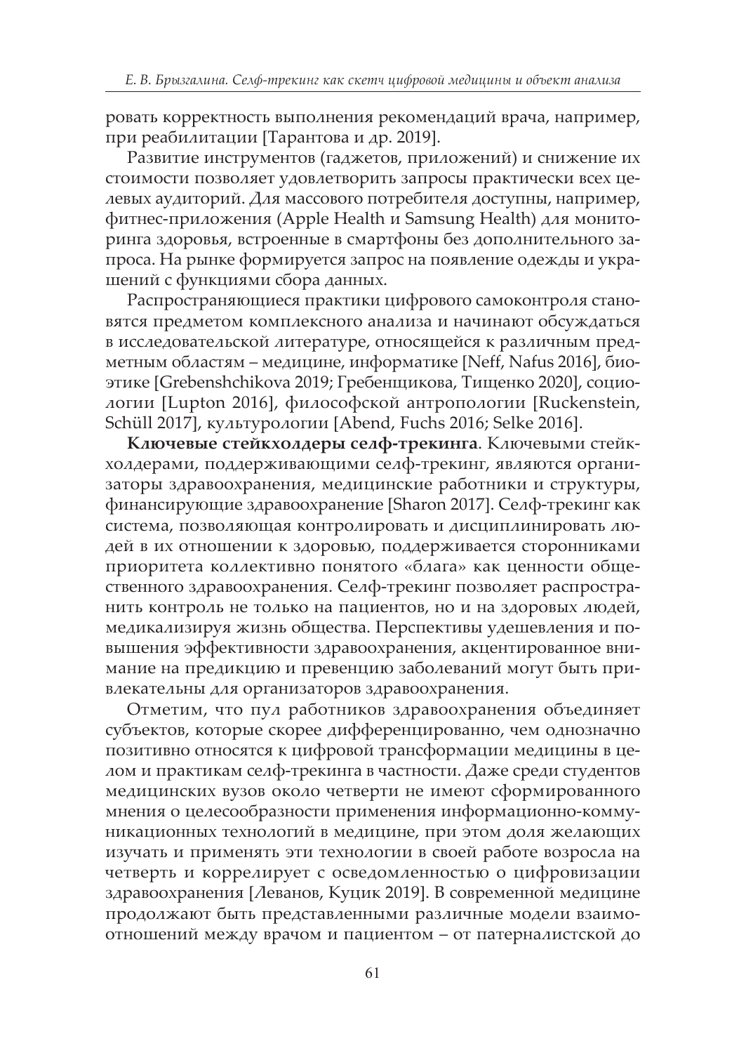ровать корректность выполнения рекомендаций врача, например, при реабилитации [Тарантова и др. 2019].

Развитие инструментов (гаджетов, приложений) и снижение их стоимости позволяет удовлетворить запросы практически всех целевых аудиторий. Для массового потребителя доступны, например, фитнес-приложения (Apple Health и Samsung Health) для мониторинга здоровья, встроенные в смартфоны без дополнительного запроса. На рынке формируется запрос на появление одежды и украшений с функциями сбора данных.

Распространяющиеся практики цифрового самоконтроля становятся предметом комплексного анализа и начинают обсуждаться в исследовательской литературе, относящейся к различным предметным областям – медицине, информатике [Neff, Nafus 2016], биоэтике [Grebenshchikova 2019; Гребенщикова, Тищенко 2020], социологии [Lupton 2016], философской антропологии [Ruckenstein, Schüll 2017], культурологии [Abend, Fuchs 2016; Selke 2016].

**Ключевые стейкхолдеры селф-трекинга**. Ключевыми стейкхолдерами, поддерживающими селф-трекинг, являются организаторы здравоохранения, медицинские работники и структуры, финансирующие здравоохранение [Sharon 2017]. Селф-трекинг как система, позволяющая контролировать и дисциплинировать людей в их отношении к здоровью, поддерживается сторонниками приоритета коллективно понятого «блага» как ценности общественного здравоохранения. Селф-трекинг позволяет распространить контроль не только на пациентов, но и на здоровых людей, медикализируя жизнь общества. Перспективы удешевления и повышения эффективности здравоохранения, акцентированное внимание на предикцию и превенцию заболеваний могут быть привлекательны для организаторов здравоохранения.

Отметим, что пул работников здравоохранения объединяет субъектов, которые скорее дифференцированно, чем однозначно позитивно относятся к цифровой трансформации медицины в целом и практикам селф-трекинга в частности. Даже среди студентов медицинских вузов около четверти не имеют сформированного мнения о целесообразности применения информационно-коммуникационных технологий в медицине, при этом доля желающих изучать и применять эти технологии в своей работе возросла на четверть и коррелирует с осведомленностью о цифровизации здравоохранения [Леванов, Куцик 2019]. В современной медицине продолжают быть представленными различные модели взаимоотношений между врачом и пациентом – от патерналистской до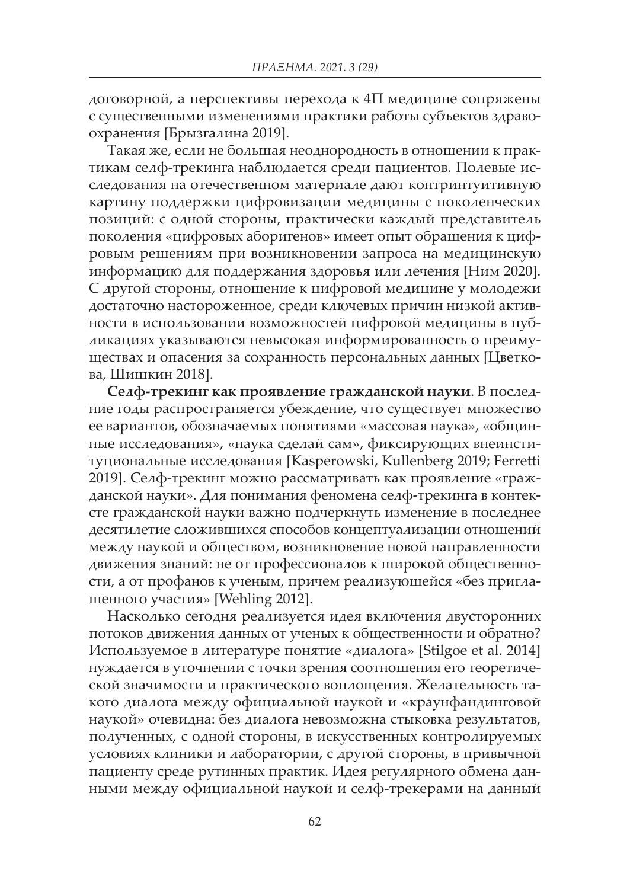договорной, а перспективы перехода к 4П медицине сопряжены с существенными изменениями практики работы субъектов здравоохранения [Брызгалина 2019].

Такая же, если не большая неоднородность в отношении к практикам селф-трекинга наблюдается среди пациентов. Полевые исследования на отечественном материале дают контринтуитивную картину поддержки цифровизации медицины с поколенческих позиций: с одной стороны, практически каждый представитель поколения «цифровых аборигенов» имеет опыт обращения к цифровым решениям при возникновении запроса на медицинскую информацию для поддержания здоровья или лечения [Ним 2020]. С другой стороны, отношение к цифровой медицине у молодежи достаточно настороженное, среди ключевых причин низкой активности в использовании возможностей цифровой медицины в публикациях указываются невысокая информированность о преимуществах и опасения за сохранность персональных данных [Цветкова, Шишкин 2018].

**Селф-трекинг как проявление гражданской науки**. В последние годы распространяется убеждение, что существует множество ее вариантов, обозначаемых понятиями «массовая наука», «общинные исследования», «наука сделай сам», фиксирующих внеинституциональные исследования [Kasperowski, Kullenberg 2019; Ferretti 2019]. Селф-трекинг можно рассматривать как проявление «гражданской науки». Для понимания феномена селф-трекинга в контексте гражданской науки важно подчеркнуть изменение в последнее десятилетие сложившихся способов концептуализации отношений между наукой и обществом, возникновение новой направленности движения знаний: не от профессионалов к широкой общественности, а от профанов к ученым, причем реализующейся «без приглашенного участия» [Wehling 2012].

Насколько сегодня реализуется идея включения двусторонних потоков движения данных от ученых к общественности и обратно? Используемое в литературе понятие «диалога» [Stilgoe et al. 2014] нуждается в уточнении с точки зрения соотношения его теоретической значимости и практического воплощения. Желательность такого диалога между официальной наукой и «краунфандинговой наукой» очевидна: без диалога невозможна стыковка результатов, полученных, с одной стороны, в искусственных контролируемых условиях клиники и лаборатории, с другой стороны, в привычной пациенту среде рутинных практик. Идея регулярного обмена данными между официальной наукой и селф-трекерами на данный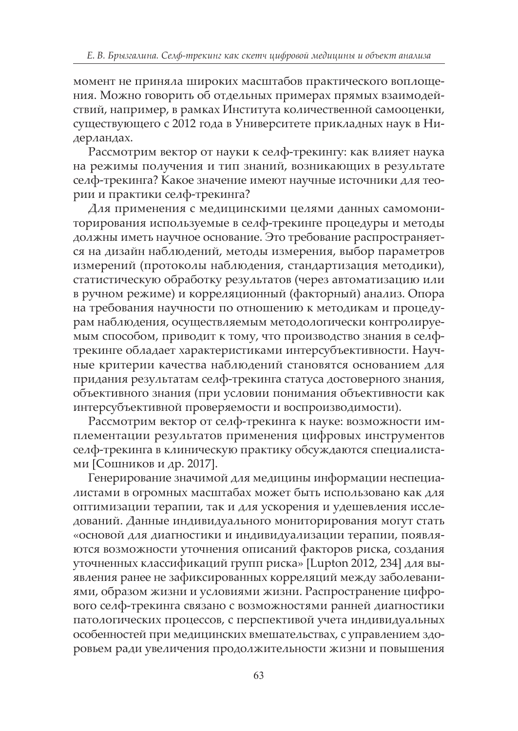момент не приняла широких масштабов практического воплощения. Можно говорить об отдельных примерах прямых взаимодействий, например, в рамках Института количественной самооценки, существующего с 2012 года в Университете прикладных наук в Нидерландах.

Рассмотрим вектор от науки к селф-трекингу: как влияет наука на режимы получения и тип знаний, возникающих в результате селф-трекинга? Какое значение имеют научные источники для теории и практики селф-трекинга?

Для применения с медицинскими целями данных самомониторирования используемые в селф-трекинге процедуры и методы должны иметь научное основание. Это требование распространяется на дизайн наблюдений, методы измерения, выбор параметров измерений (протоколы наблюдения, стандартизация методики), статистическую обработку результатов (через автоматизацию или в ручном режиме) и корреляционный (факторный) анализ. Опора на требования научности по отношению к методикам и процедурам наблюдения, осуществляемым методологически контролируемым способом, приводит к тому, что производство знания в селф-трекинге обладает характеристиками интерсубъективности. Научные критерии качества наблюдений становятся основанием для придания результатам селф-трекинга статуса достоверного знания, объективного знания (при условии понимания объективности как интерсубъективной проверяемости и воспроизводимости).

Рассмотрим вектор от селф-трекинга к науке: возможности имплементации результатов применения цифровых инструментов селф-трекинга в клиническую практику обсуждаются специалистами [Сошников и др. 2017].

Генерирование значимой для медицины информации неспециалистами в огромных масштабах может быть использовано как для оптимизации терапии, так и для ускорения и удешевления исследований. Данные индивидуального мониторирования могут стать «основой для диагностики и индивидуализации терапии, появляются возможности уточнения описаний факторов риска, создания уточненных классификаций групп риска» [Lupton 2012, 234] для выявления ранее не зафиксированных корреляций между заболеваниями, образом жизни и условиями жизни. Распространение цифрового селф-трекинга связано с возможностями ранней диагностики патологических процессов, с перспективой учета индивидуальных особенностей при медицинских вмешательствах, с управлением здоровьем ради увеличения продолжительности жизни и повышения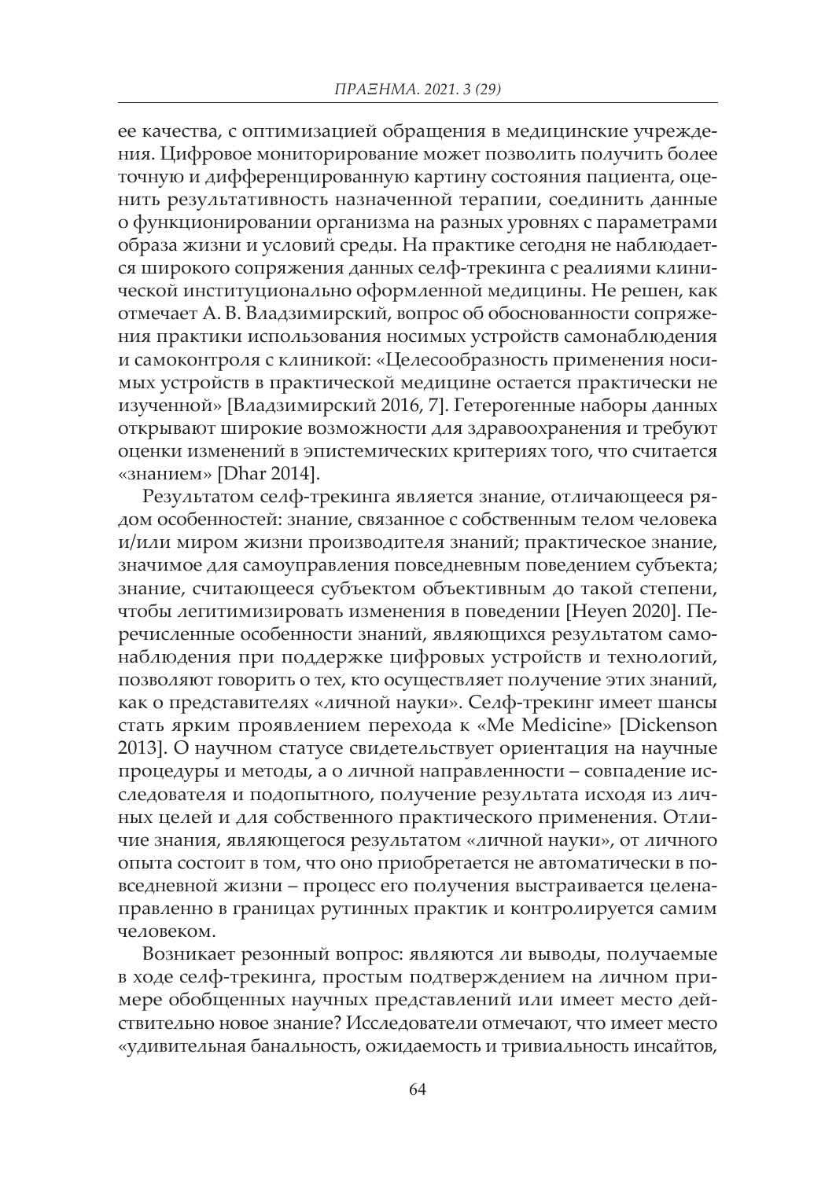ее качества, с оптимизацией обращения в медицинские учреждения. Цифровое мониторирование может позволить получить более точную и дифференцированную картину состояния пациента, оценить результативность назначенной терапии, соединить данные о функционировании организма на разных уровнях с параметрами образа жизни и условий среды. На практике сегодня не наблюдается широкого сопряжения данных селф-трекинга с реалиями клинической институционально оформленной медицины. Не решен, как отмечает А. В. Владзимирский, вопрос об обоснованности сопряжения практики использования носимых устройств самонаблюдения и самоконтроля с клиникой: «Целесообразность применения носимых устройств в практической медицине остается практически не изученной» [Владзимирский 2016, 7]. Гетерогенные наборы данных открывают широкие возможности для здравоохранения и требуют оценки изменений в эпистемических критериях того, что считается «знанием» [Dhar 2014].

Результатом селф-трекинга является знание, отличающееся рядом особенностей: знание, связанное с собственным телом человека и/или миром жизни производителя знаний; практическое знание, значимое для самоуправления повседневным поведением субъекта; знание, считающееся субъектом объективным до такой степени, чтобы легитимизировать изменения в поведении [Heyen 2020]. Перечисленные особенности знаний, являющихся результатом самонаблюдения при поддержке цифровых устройств и технологий, позволяют говорить о тех, кто осуществляет получение этих знаний, как о представителях «личной науки». Селф-трекинг имеет шансы стать ярким проявлением перехода к «Me Medicine» [Dickenson 2013]. О научном статусе свидетельствует ориентация на научные процедуры и методы, а о личной направленности – совпадение исследователя и подопытного, получение результата исходя из личных целей и для собственного практического применения. Отличие знания, являющегося результатом «личной науки», от личного опыта состоит в том, что оно приобретается не автоматически в повседневной жизни – процесс его получения выстраивается целенаправленно в границах рутинных практик и контролируется самим человеком.

Возникает резонный вопрос: являются ли выводы, получаемые в ходе селф-трекинга, простым подтверждением на личном примере обобщенных научных представлений или имеет место действительно новое знание? Исследователи отмечают, что имеет место «удивительная банальность, ожидаемость и тривиальность инсайтов,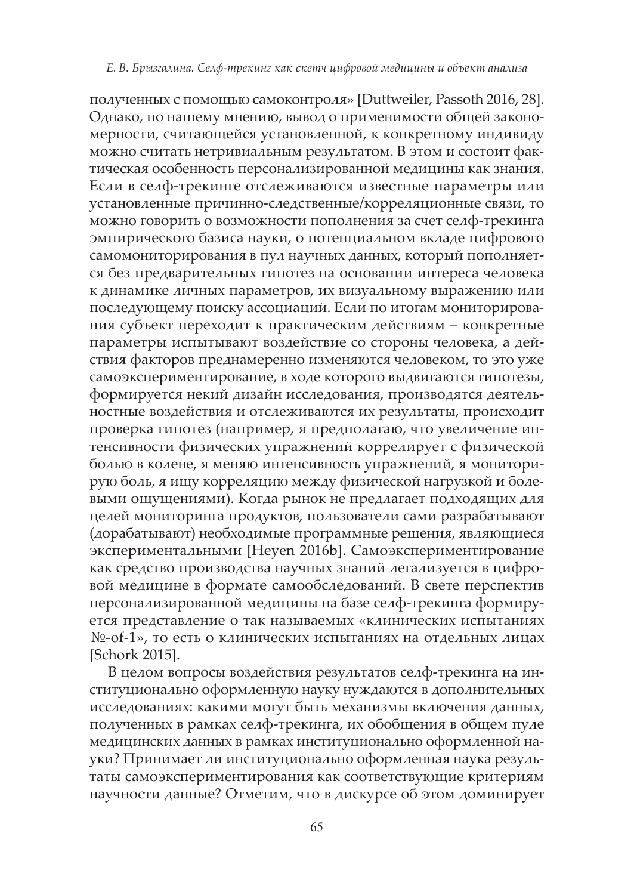полученных с помощью самоконтроля» [Duttweiler, Passoth 2016, 28]. Однако, по нашему мнению, вывод о применимости общей закономерности, считающейся установленной, к конкретному индивиду можно считать нетривиальным результатом. В этом и состоит фактическая особенность персонализированной медицины как знания. Если в селф-трекинге отслеживаются известные параметры или установленные причинно-следственные/корреляционные связи, то можно говорить о возможности пополнения за счет селф-трекинга эмпирического базиса науки, о потенциальном вкладе цифрового самомониторирования в пул научных данных, который пополняется без предварительных гипотез на основании интереса человека к динамике личных параметров, их визуальному выражению или последующему поиску ассоциаций. Если по итогам мониторирования субъект переходит к практическим действиям – конкретные параметры испытывают воздействие со стороны человека, а действия факторов преднамеренно изменяются человеком, то это уже самоэкспериментирование, в ходе которого выдвигаются гипотезы, формируется некий дизайн исследования, производятся деятельностные воздействия и отслеживаются их результаты, происходит проверка гипотез (например, я предполагаю, что увеличение интенсивности физических упражнений коррелирует с физической болью в колене, я меняю интенсивность упражнений, я мониторирую боль, я ищу корреляцию между физической нагрузкой и болевыми ощущениями). Когда рынок не предлагает подходящих для целей мониторинга продуктов, пользователи сами разрабатывают (дорабатывают) необходимые программные решения, являющиеся экспериментальными [Heyen 2016b]. Самоэкспериментирование как средство производства научных знаний легализуется в цифровой медицине в формате самообследований. В свете перспектив персонализированной медицины на базе селф-трекинга формируется представление о так называемых «клинических испытаниях №-of-1», то есть о клинических испытаниях на отдельных лицах [Schork 2015].

В целом вопросы воздействия результатов селф-трекинга на институционально оформленную науку нуждаются в дополнительных исследованиях: какими могут быть механизмы включения данных, полученных в рамках селф-трекинга, их обобщения в общем пуле медицинских данных в рамках институционально оформленной науки? Принимает ли институционально оформленная наука результаты самоэкспериментирования как соответствующие критериям научности данные? Отметим, что в дискурсе об этом доминирует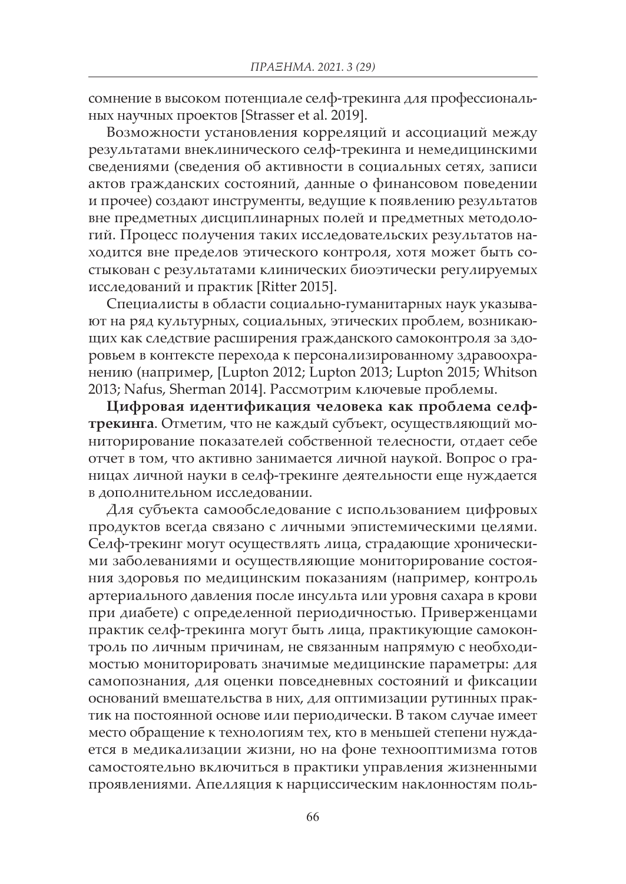сомнение в высоком потенциале селф-трекинга для профессиональных научных проектов [Strasser et al. 2019].

Возможности установления корреляций и ассоциаций между результатами внеклинического селф-трекинга и немедицинскими сведениями (сведения об активности в социальных сетях, записи актов гражданских состояний, данные о финансовом поведении и прочее) создают инструменты, ведущие к появлению результатов вне предметных дисциплинарных полей и предметных методологий. Процесс получения таких исследовательских результатов находится вне пределов этического контроля, хотя может быть состыкован с результатами клинических биоэтически регулируемых исследований и практик [Ritter 2015].

Специалисты в области социально-гуманитарных наук указывают на ряд культурных, социальных, этических проблем, возникающих как следствие расширения гражданского самоконтроля за здоровьем в контексте перехода к персонализированному здравоохранению (например, [Lupton 2012; Lupton 2013; Lupton 2015; Whitson 2013; Nafus, Sherman 2014]. Рассмотрим ключевые проблемы.

**Цифровая идентификация человека как проблема селф-трекинга**. Отметим, что не каждый субъект, осуществляющий мониторирование показателей собственной телесности, отдает себе отчет в том, что активно занимается личной наукой. Вопрос о границах личной науки в селф-трекинге деятельности еще нуждается в дополнительном исследовании.

Для субъекта самообследование с использованием цифровых продуктов всегда связано с личными эпистемическими целями. Селф-трекинг могут осуществлять лица, страдающие хроническими заболеваниями и осуществляющие мониторирование состояния здоровья по медицинским показаниям (например, контроль артериального давления после инсульта или уровня сахара в крови при диабете) с определенной периодичностью. Приверженцами практик селф-трекинга могут быть лица, практикующие самоконтроль по личным причинам, не связанным напрямую с необходимостью мониторировать значимые медицинские параметры: для самопознания, для оценки повседневных состояний и фиксации оснований вмешательства в них, для оптимизации рутинных практик на постоянной основе или периодически. В таком случае имеет место обращение к технологиям тех, кто в меньшей степени нуждается в медикализации жизни, но на фоне технооптимизма готов самостоятельно включиться в практики управления жизненными проявлениями. Апелляция к нарциссическим наклонностям поль-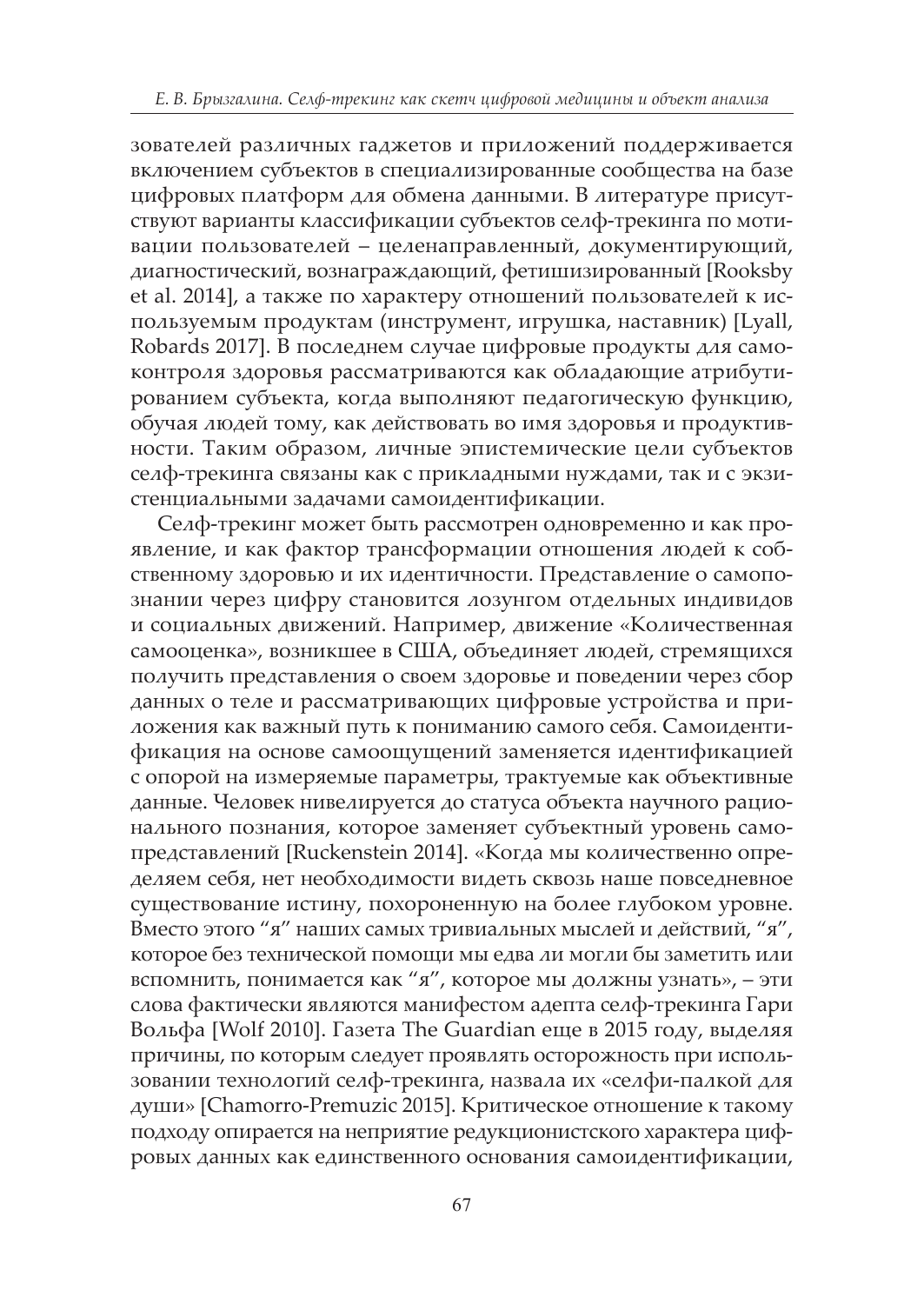зователей различных гаджетов и приложений поддерживается включением субъектов в специализированные сообщества на базе цифровых платформ для обмена данными. В литературе присутствуют варианты классификации субъектов селф-трекинга по мотивации пользователей – целенаправленный, документирующий, диагностический, вознаграждающий, фетишизированный [Rooksby et al. 2014], а также по характеру отношений пользователей к используемым продуктам (инструмент, игрушка, наставник) [Lyall, Robards 2017]. В последнем случае цифровые продукты для самоконтроля здоровья рассматриваются как обладающие атрибутированием субъекта, когда выполняют педагогическую функцию, обучая людей тому, как действовать во имя здоровья и продуктивности. Таким образом, личные эпистемические цели субъектов селф-трекинга связаны как с прикладными нуждами, так и с экзистенциальными задачами самоидентификации.

Селф-трекинг может быть рассмотрен одновременно и как проявление, и как фактор трансформации отношения людей к собственному здоровью и их идентичности. Представление о самопознании через цифру становится лозунгом отдельных индивидов и социальных движений. Например, движение «Количественная самооценка», возникшее в США, объединяет людей, стремящихся получить представления о своем здоровье и поведении через сбор данных о теле и рассматривающих цифровые устройства и приложения как важный путь к пониманию самого себя. Самоидентификация на основе самоощущений заменяется идентификацией с опорой на измеряемые параметры, трактуемые как объективные данные. Человек нивелируется до статуса объекта научного рационального познания, которое заменяет субъектный уровень самопредставлений [Ruckenstein 2014]. «Когда мы количественно определяем себя, нет необходимости видеть сквозь наше повседневное существование истину, похороненную на более глубоком уровне. Вместо этого "я" наших самых тривиальных мыслей и действий, "я", которое без технической помощи мы едва ли могли бы заметить или вспомнить, понимается как "я", которое мы должны узнать», – эти слова фактически являются манифестом адепта селф-трекинга Гари Вольфа [Wolf 2010]. Газета The Guardian еще в 2015 году, выделяя причины, по которым следует проявлять осторожность при использовании технологий селф-трекинга, назвала их «селфи-палкой для души» [Chamorro-Premuzic 2015]. Критическое отношение к такому подходу опирается на неприятие редукционистского характера цифровых данных как единственного основания самоидентификации,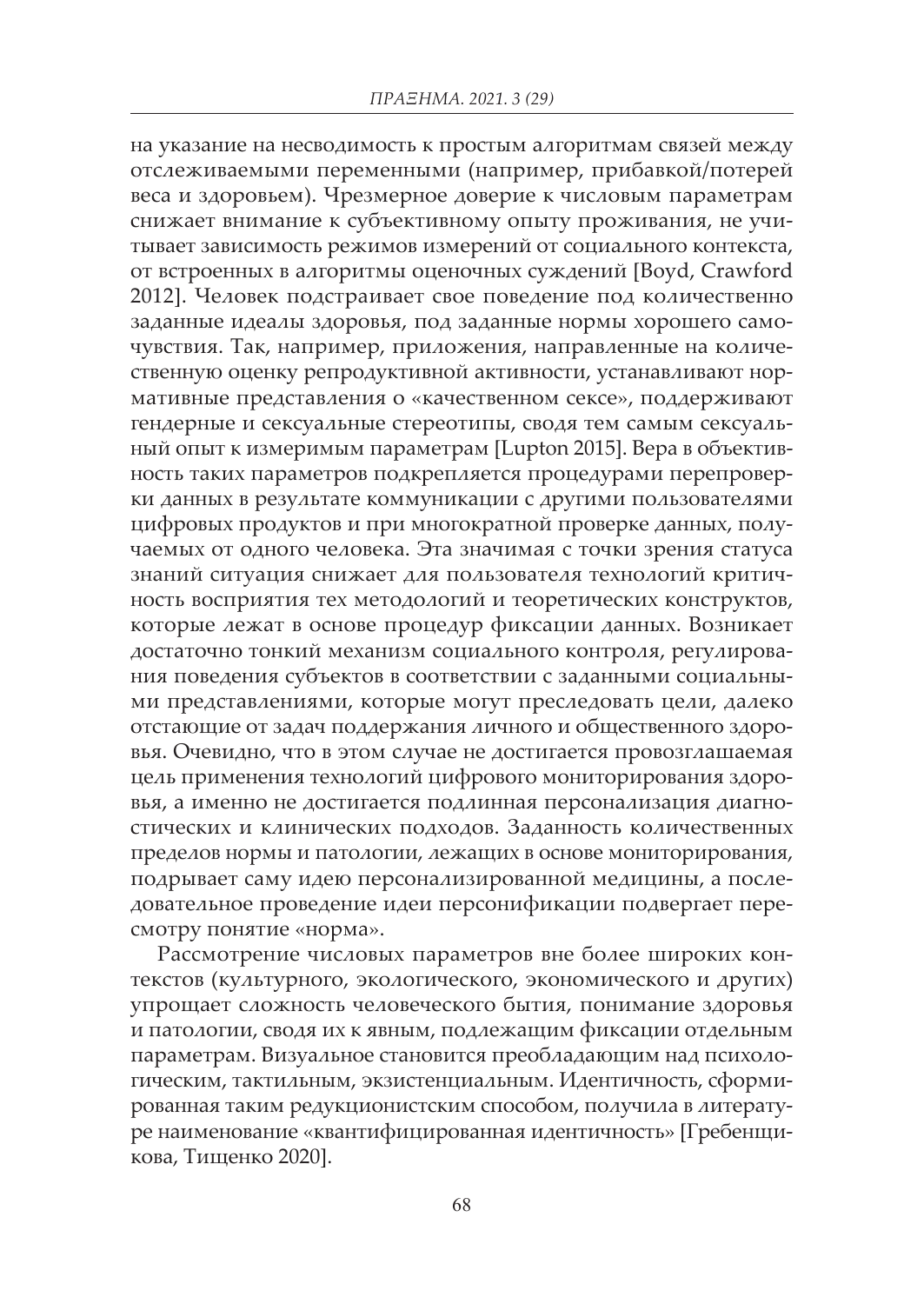на указание на несводимость к простым алгоритмам связей между отслеживаемыми переменными (например, прибавкой/потерей веса и здоровьем). Чрезмерное доверие к числовым параметрам снижает внимание к субъективному опыту проживания, не учитывает зависимость режимов измерений от социального контекста, от встроенных в алгоритмы оценочных суждений [Boyd, Crawford 2012]. Человек подстраивает свое поведение под количественно заданные идеалы здоровья, под заданные нормы хорошего самочувствия. Так, например, приложения, направленные на количественную оценку репродуктивной активности, устанавливают нормативные представления о «качественном сексе», поддерживают гендерные и сексуальные стереотипы, сводя тем самым сексуальный опыт к измеримым параметрам [Lupton 2015]. Вера в объективность таких параметров подкрепляется процедурами перепроверки данных в результате коммуникации с другими пользователями цифровых продуктов и при многократной проверке данных, получаемых от одного человека. Эта значимая с точки зрения статуса знаний ситуация снижает для пользователя технологий критичность восприятия тех методологий и теоретических конструктов, которые лежат в основе процедур фиксации данных. Возникает достаточно тонкий механизм социального контроля, регулирования поведения субъектов в соответствии с заданными социальными представлениями, которые могут преследовать цели, далеко отстающие от задач поддержания личного и общественного здоровья. Очевидно, что в этом случае не достигается провозглашаемая цель применения технологий цифрового мониторирования здоровья, а именно не достигается подлинная персонализация диагностических и клинических подходов. Заданность количественных пределов нормы и патологии, лежащих в основе мониторирования, подрывает саму идею персонализированной медицины, а последовательное проведение идеи персонификации подвергает пересмотру понятие «норма».

Рассмотрение числовых параметров вне более широких контекстов (культурного, экологического, экономического и других) упрощает сложность человеческого бытия, понимание здоровья и патологии, сводя их к явным, подлежащим фиксации отдельным параметрам. Визуальное становится преобладающим над психологическим, тактильным, экзистенциальным. Идентичность, сформированная таким редукционистским способом, получила в литературе наименование «квантифицированная идентичность» [Гребенщикова, Тищенко 2020].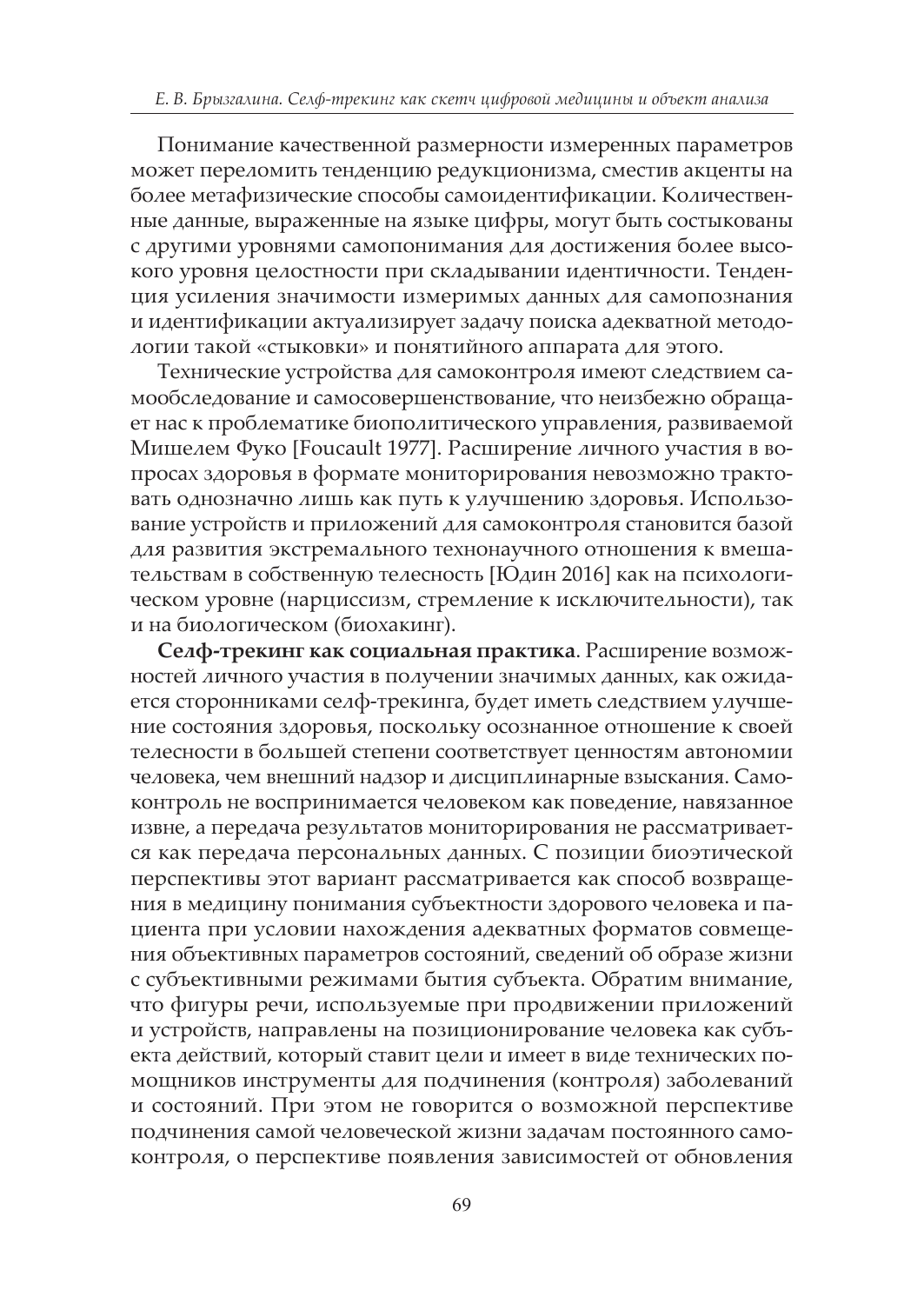Понимание качественной размерности измеренных параметров может переломить тенденцию редукционизма, сместив акценты на более метафизические способы самоидентификации. Количественные данные, выраженные на языке цифры, могут быть состыкованы с другими уровнями самопонимания для достижения более высокого уровня целостности при складывании идентичности. Тенденция усиления значимости измеримых данных для самопознания и идентификации актуализирует задачу поиска адекватной методологии такой «стыковки» и понятийного аппарата для этого.

Технические устройства для самоконтроля имеют следствием самообследование и самосовершенствование, что неизбежно обращает нас к проблематике биополитического управления, развиваемой Мишелем Фуко [Foucault 1977]. Расширение личного участия в вопросах здоровья в формате мониторирования невозможно трактовать однозначно лишь как путь к улучшению здоровья. Использование устройств и приложений для самоконтроля становится базой для развития экстремального технонаучного отношения к вмешательствам в собственную телесность [Юдин 2016] как на психологическом уровне (нарциссизм, стремление к исключительности), так и на биологическом (биохакинг).

**Селф-трекинг как социальная практика**. Расширение возможностей личного участия в получении значимых данных, как ожидается сторонниками селф-трекинга, будет иметь следствием улучшение состояния здоровья, поскольку осознанное отношение к своей телесности в большей степени соответствует ценностям автономии человека, чем внешний надзор и дисциплинарные взыскания. Самоконтроль не воспринимается человеком как поведение, навязанное извне, а передача результатов мониторирования не рассматривается как передача персональных данных. С позиции биоэтической перспективы этот вариант рассматривается как способ возвращения в медицину понимания субъектности здорового человека и пациента при условии нахождения адекватных форматов совмещения объективных параметров состояний, сведений об образе жизни с субъективными режимами бытия субъекта. Обратим внимание, что фигуры речи, используемые при продвижении приложений и устройств, направлены на позиционирование человека как субъекта действий, который ставит цели и имеет в виде технических помощников инструменты для подчинения (контроля) заболеваний и состояний. При этом не говорится о возможной перспективе подчинения самой человеческой жизни задачам постоянного самоконтроля, о перспективе появления зависимостей от обновления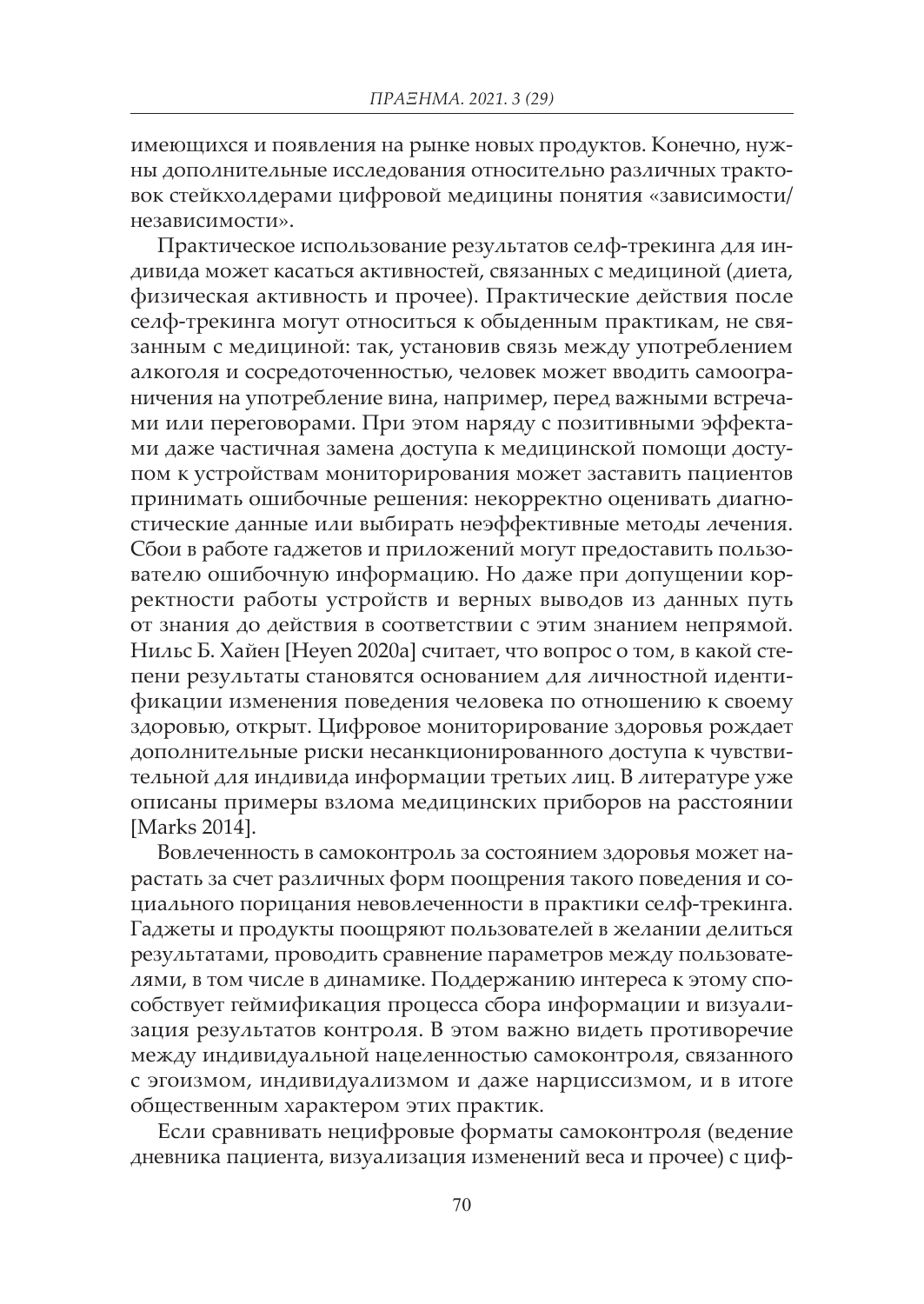имеющихся и появления на рынке новых продуктов. Конечно, нужны дополнительные исследования относительно различных трактовок стейкхолдерами цифровой медицины понятия «зависимости/независимости».

Практическое использование результатов селф-трекинга для индивида может касаться активностей, связанных с медициной (диета, физическая активность и прочее). Практические действия после селф-трекинга могут относиться к обыденным практикам, не связанным с медициной: так, установив связь между употреблением алкоголя и сосредоточенностью, человек может вводить самоограничения на употребление вина, например, перед важными встречами или переговорами. При этом наряду с позитивными эффектами даже частичная замена доступа к медицинской помощи доступом к устройствам мониторирования может заставить пациентов принимать ошибочные решения: некорректно оценивать диагностические данные или выбирать неэффективные методы лечения. Сбои в работе гаджетов и приложений могут предоставить пользователю ошибочную информацию. Но даже при допущении корректности работы устройств и верных выводов из данных путь от знания до действия в соответствии с этим знанием непрямой. Нильс Б. Хайен [Heyen 2020a] считает, что вопрос о том, в какой степени результаты становятся основанием для личностной идентификации изменения поведения человека по отношению к своему здоровью, открыт. Цифровое мониторирование здоровья рождает дополнительные риски несанкционированного доступа к чувствительной для индивида информации третьих лиц. В литературе уже описаны примеры взлома медицинских приборов на расстоянии [Marks 2014].

Вовлеченность в самоконтроль за состоянием здоровья может нарастать за счет различных форм поощрения такого поведения и социального порицания невовлеченности в практики селф-трекинга. Гаджеты и продукты поощряют пользователей в желании делиться результатами, проводить сравнение параметров между пользователями, в том числе в динамике. Поддержанию интереса к этому способствует геймификация процесса сбора информации и визуализация результатов контроля. В этом важно видеть противоречие между индивидуальной нацеленностью самоконтроля, связанного с эгоизмом, индивидуализмом и даже нарциссизмом, и в итоге общественным характером этих практик.

Если сравнивать нецифровые форматы самоконтроля (ведение дневника пациента, визуализация изменений веса и прочее) с циф-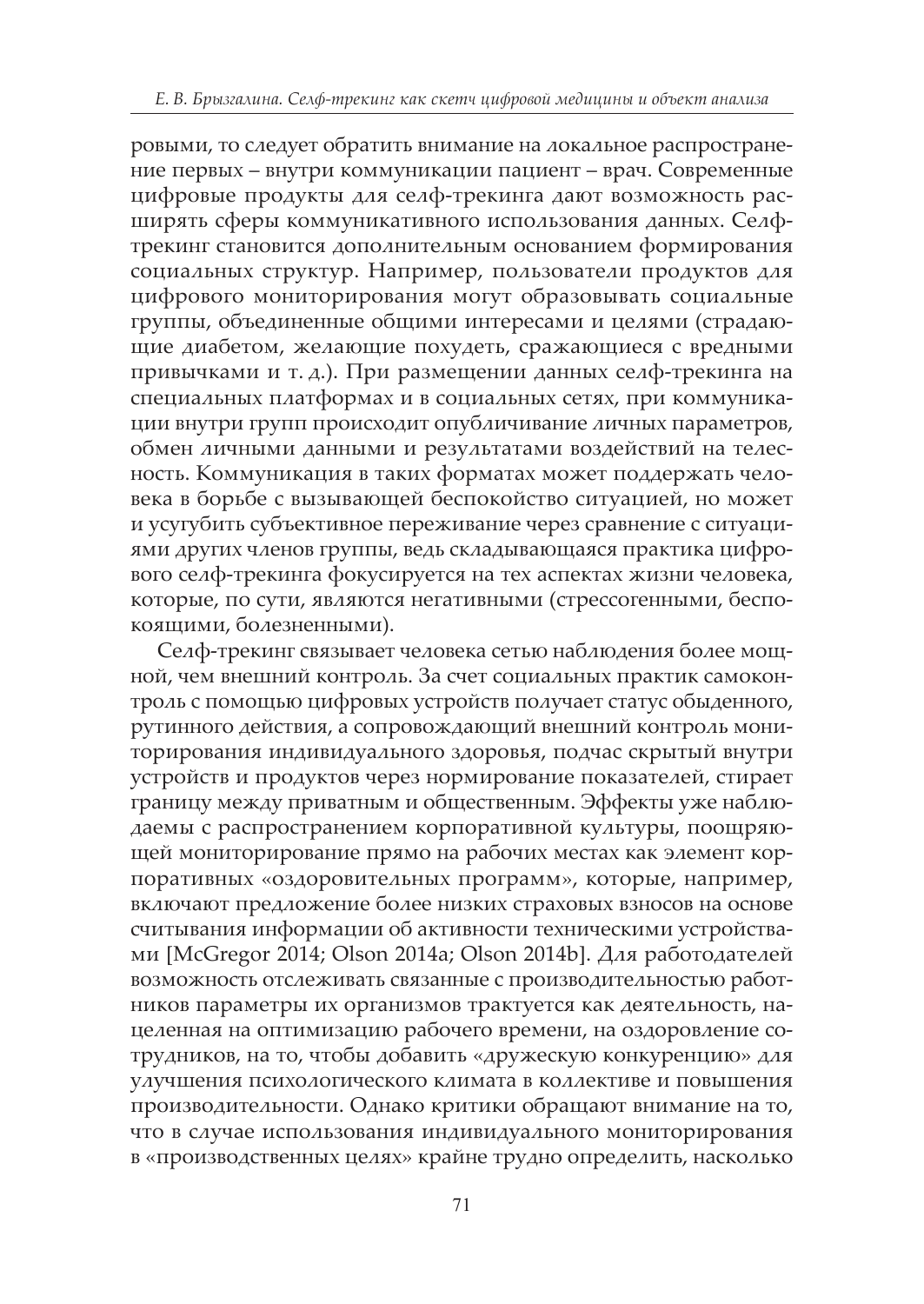ровыми, то следует обратить внимание на локальное распространение первых – внутри коммуникации пациент – врач. Современные цифровые продукты для селф-трекинга дают возможность расширять сферы коммуникативного использования данных. Селф-трекинг становится дополнительным основанием формирования социальных структур. Например, пользователи продуктов для цифрового мониторирования могут образовывать социальные группы, объединенные общими интересами и целями (страдающие диабетом, желающие похудеть, сражающиеся с вредными привычками и т. д.). При размещении данных селф-трекинга на специальных платформах и в социальных сетях, при коммуникации внутри групп происходит опубличивание личных параметров, обмен личными данными и результатами воздействий на телесность. Коммуникация в таких форматах может поддержать человека в борьбе с вызывающей беспокойство ситуацией, но может и усугубить субъективное переживание через сравнение с ситуациями других членов группы, ведь складывающаяся практика цифрового селф-трекинга фокусируется на тех аспектах жизни человека, которые, по сути, являются негативными (стрессогенными, беспокоящими, болезненными).

Селф-трекинг связывает человека сетью наблюдения более мощной, чем внешний контроль. За счет социальных практик самоконтроль с помощью цифровых устройств получает статус обыденного, рутинного действия, а сопровождающий внешний контроль мониторирования индивидуального здоровья, подчас скрытый внутри устройств и продуктов через нормирование показателей, стирает границу между приватным и общественным. Эффекты уже наблюдаемы с распространением корпоративной культуры, поощряющей мониторирование прямо на рабочих местах как элемент корпоративных «оздоровительных программ», которые, например, включают предложение более низких страховых взносов на основе считывания информации об активности техническими устройствами [McGregor 2014; Olson 2014a; Olson 2014b]. Для работодателей возможность отслеживать связанные с производительностью работников параметры их организмов трактуется как деятельность, нацеленная на оптимизацию рабочего времени, на оздоровление сотрудников, на то, чтобы добавить «дружескую конкуренцию» для улучшения психологического климата в коллективе и повышения производительности. Однако критики обращают внимание на то, что в случае использования индивидуального мониторирования в «производственных целях» крайне трудно определить, насколько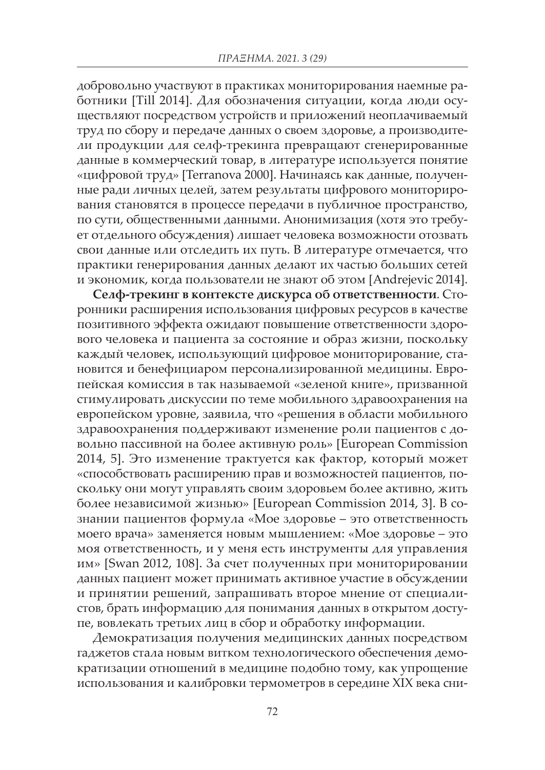добровольно участвуют в практиках мониторирования наемные работники [Till 2014]. Для обозначения ситуации, когда люди осуществляют посредством устройств и приложений неоплачиваемый труд по сбору и передаче данных о своем здоровье, а производители продукции для селф-трекинга превращают сгенерированные данные в коммерческий товар, в литературе используется понятие «цифровой труд» [Terranova 2000]. Начинаясь как данные, полученные ради личных целей, затем результаты цифрового мониторирования становятся в процессе передачи в публичное пространство, по сути, общественными данными. Анонимизация (хотя это требует отдельного обсуждения) лишает человека возможности отозвать свои данные или отследить их путь. В литературе отмечается, что практики генерирования данных делают их частью больших сетей и экономик, когда пользователи не знают об этом [Andrejevic 2014].

**Селф-трекинг в контексте дискурса об ответственности**. Сторонники расширения использования цифровых ресурсов в качестве позитивного эффекта ожидают повышение ответственности здорового человека и пациента за состояние и образ жизни, поскольку каждый человек, использующий цифровое мониторирование, становится и бенефициаром персонализированной медицины. Европейская комиссия в так называемой «зеленой книге», призванной стимулировать дискуссии по теме мобильного здравоохранения на европейском уровне, заявила, что «решения в области мобильного здравоохранения поддерживают изменение роли пациентов с довольно пассивной на более активную роль» [European Commission 2014, 5]. Это изменение трактуется как фактор, который может «способствовать расширению прав и возможностей пациентов, поскольку они могут управлять своим здоровьем более активно, жить более независимой жизнью» [European Commission 2014, 3]. В сознании пациентов формула «Мое здоровье – это ответственность моего врача» заменяется новым мышлением: «Мое здоровье – это моя ответственность, и у меня есть инструменты для управления им» [Swan 2012, 108]. За счет полученных при мониторировании данных пациент может принимать активное участие в обсуждении и принятии решений, запрашивать второе мнение от специалистов, брать информацию для понимания данных в открытом доступе, вовлекать третьих лиц в сбор и обработку информации.

Демократизация получения медицинских данных посредством гаджетов стала новым витком технологического обеспечения демократизации отношений в медицине подобно тому, как упрощение использования и калибровки термометров в середине XIX века сни-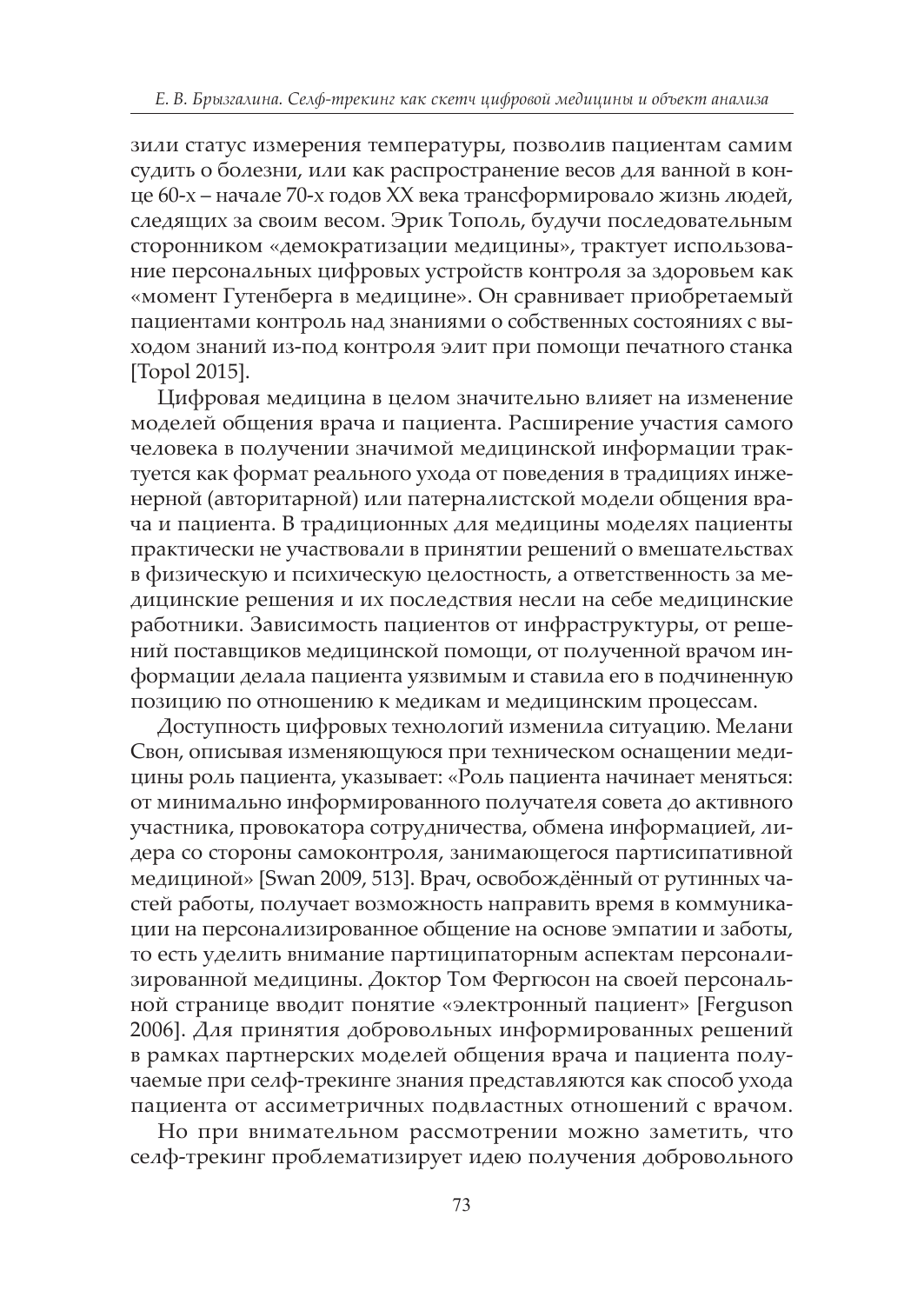зили статус измерения температуры, позволив пациентам самим судить о болезни, или как распространение весов для ванной в конце 60-х – начале 70-х годов XX века трансформировало жизнь людей, следящих за своим весом. Эрик Тополь, будучи последовательным сторонником «демократизации медицины», трактует использование персональных цифровых устройств контроля за здоровьем как «момент Гутенберга в медицине». Он сравнивает приобретаемый пациентами контроль над знаниями о собственных состояниях с выходом знаний из-под контроля элит при помощи печатного станка [Topol 2015].

Цифровая медицина в целом значительно влияет на изменение моделей общения врача и пациента. Расширение участия самого человека в получении значимой медицинской информации трактуется как формат реального ухода от поведения в традициях инженерной (авторитарной) или патерналистской модели общения врача и пациента. В традиционных для медицины моделях пациенты практически не участвовали в принятии решений о вмешательствах в физическую и психическую целостность, а ответственность за медицинские решения и их последствия несли на себе медицинские работники. Зависимость пациентов от инфраструктуры, от решений поставщиков медицинской помощи, от полученной врачом информации делала пациента уязвимым и ставила его в подчиненную позицию по отношению к медикам и медицинским процессам.

Доступность цифровых технологий изменила ситуацию. Мелани Свон, описывая изменяющуюся при техническом оснащении медицины роль пациента, указывает: «Роль пациента начинает меняться: от минимально информированного получателя совета до активного участника, провокатора сотрудничества, обмена информацией, лидера со стороны самоконтроля, занимающегося партисипативной медициной» [Swan 2009, 513]. Врач, освобождённый от рутинных частей работы, получает возможность направить время в коммуникации на персонализированное общение на основе эмпатии и заботы, то есть уделить внимание партиципаторным аспектам персонализированной медицины. Доктор Том Фергюсон на своей персональной странице вводит понятие «электронный пациент» [Ferguson 2006]. Для принятия добровольных информированных решений в рамках партнерских моделей общения врача и пациента получаемые при селф-трекинге знания представляются как способ ухода пациента от ассиметричных подвластных отношений с врачом.

Но при внимательном рассмотрении можно заметить, что селф-трекинг проблематизирует идею получения добровольного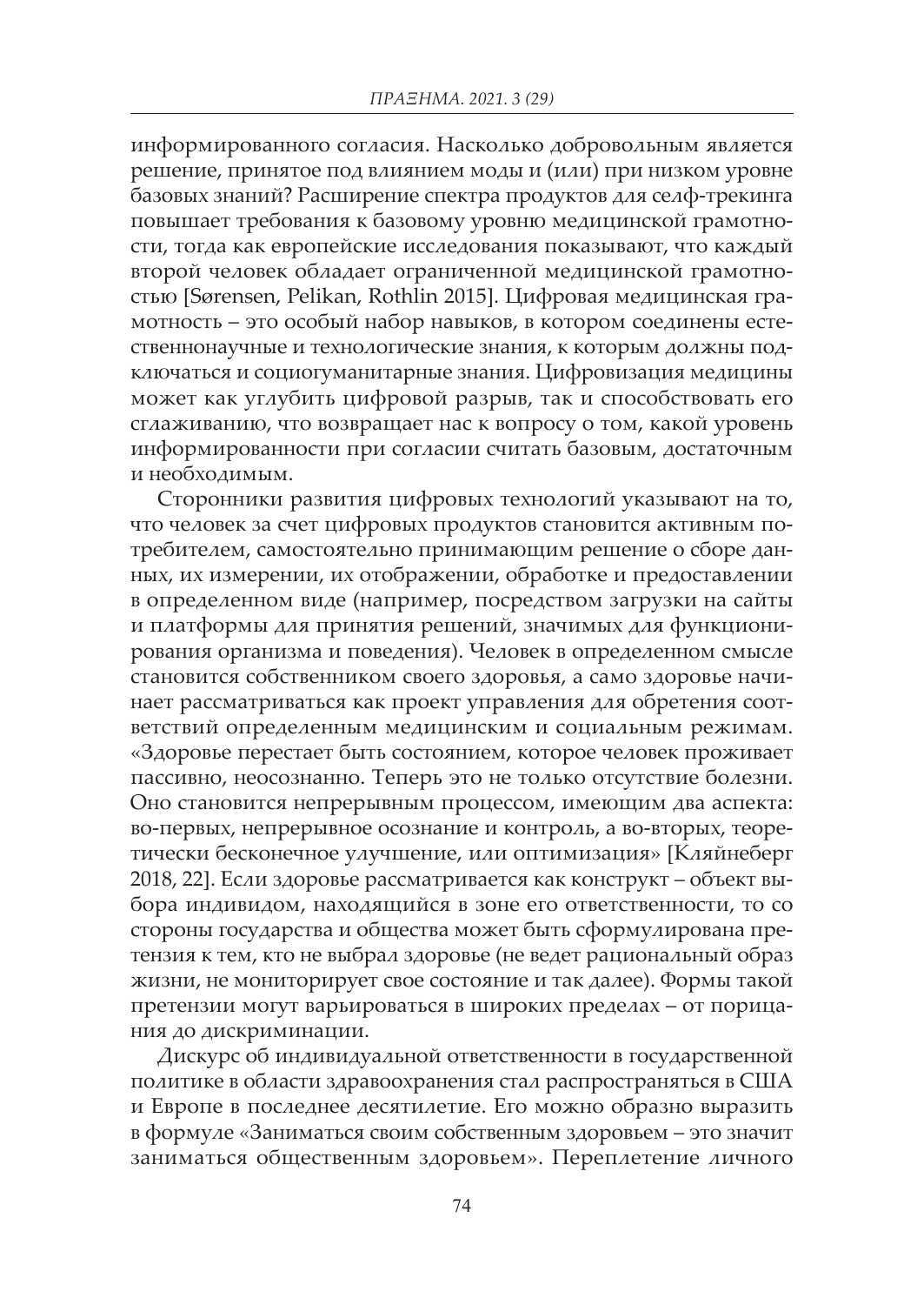информированного согласия. Насколько добровольным является решение, принятое под влиянием моды и (или) при низком уровне базовых знаний? Расширение спектра продуктов для селф-трекинга повышает требования к базовому уровню медицинской грамотности, тогда как европейские исследования показывают, что каждый второй человек обладает ограниченной медицинской грамотностью [Sørensen, Pelikan, Rothlin 2015]. Цифровая медицинская грамотность – это особый набор навыков, в котором соединены естественнонаучные и технологические знания, к которым должны подключаться и социогуманитарные знания. Цифровизация медицины может как углубить цифровой разрыв, так и способствовать его сглаживанию, что возвращает нас к вопросу о том, какой уровень информированности при согласии считать базовым, достаточным и необходимым.

Сторонники развития цифровых технологий указывают на то, что человек за счет цифровых продуктов становится активным потребителем, самостоятельно принимающим решение о сборе данных, их измерении, их отображении, обработке и предоставлении в определенном виде (например, посредством загрузки на сайты и платформы для принятия решений, значимых для функционирования организма и поведения). Человек в определенном смысле становится собственником своего здоровья, а само здоровье начинает рассматриваться как проект управления для обретения соответствий определенным медицинским и социальным режимам. «Здоровье перестает быть состоянием, которое человек проживает пассивно, неосознанно. Теперь это не только отсутствие болезни. Оно становится непрерывным процессом, имеющим два аспекта: во-первых, непрерывное осознание и контроль, а во-вторых, теоретически бесконечное улучшение, или оптимизация» [Кляйнеберг 2018, 22]. Если здоровье рассматривается как конструкт – объект выбора индивидом, находящийся в зоне его ответственности, то со стороны государства и общества может быть сформулирована претензия к тем, кто не выбрал здоровье (не ведет рациональный образ жизни, не мониторирует свое состояние и так далее). Формы такой претензии могут варьироваться в широких пределах – от порицания до дискриминации.

Дискурс об индивидуальной ответственности в государственной политике в области здравоохранения стал распространяться в США и Европе в последнее десятилетие. Его можно образно выразить в формуле «Заниматься своим собственным здоровьем – это значит заниматься общественным здоровьем». Переплетение личного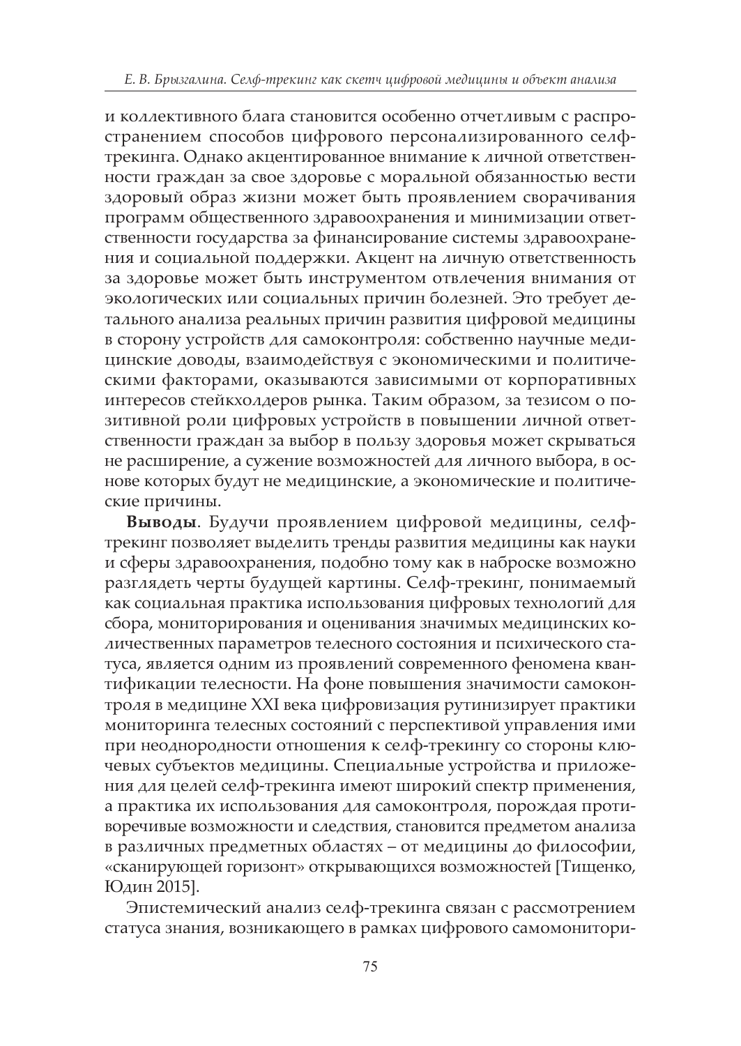и коллективного блага становится особенно отчетливым с распространением способов цифрового персонализированного селф-трекинга. Однако акцентированное внимание к личной ответственности граждан за свое здоровье с моральной обязанностью вести здоровый образ жизни может быть проявлением сворачивания программ общественного здравоохранения и минимизации ответственности государства за финансирование системы здравоохранения и социальной поддержки. Акцент на личную ответственность за здоровье может быть инструментом отвлечения внимания от экологических или социальных причин болезней. Это требует детального анализа реальных причин развития цифровой медицины в сторону устройств для самоконтроля: собственно научные медицинские доводы, взаимодействуя с экономическими и политическими факторами, оказываются зависимыми от корпоративных интересов стейкхолдеров рынка. Таким образом, за тезисом о позитивной роли цифровых устройств в повышении личной ответственности граждан за выбор в пользу здоровья может скрываться не расширение, а сужение возможностей для личного выбора, в основе которых будут не медицинские, а экономические и политические причины.

**Выводы**. Будучи проявлением цифровой медицины, селф-трекинг позволяет выделить тренды развития медицины как науки и сферы здравоохранения, подобно тому как в наброске возможно разглядеть черты будущей картины. Селф-трекинг, понимаемый как социальная практика использования цифровых технологий для сбора, мониторирования и оценивания значимых медицинских количественных параметров телесного состояния и психического статуса, является одним из проявлений современного феномена квантификации телесности. На фоне повышения значимости самоконтроля в медицине XXI века цифровизация рутинизирует практики мониторинга телесных состояний с перспективой управления ими при неоднородности отношения к селф-трекингу со стороны ключевых субъектов медицины. Специальные устройства и приложения для целей селф-трекинга имеют широкий спектр применения, а практика их использования для самоконтроля, порождая противоречивые возможности и следствия, становится предметом анализа в различных предметных областях – от медицины до философии, «сканирующей горизонт» открывающихся возможностей [Тищенко, Юдин 2015].

Эпистемический анализ селф-трекинга связан с рассмотрением статуса знания, возникающего в рамках цифрового самомонитори-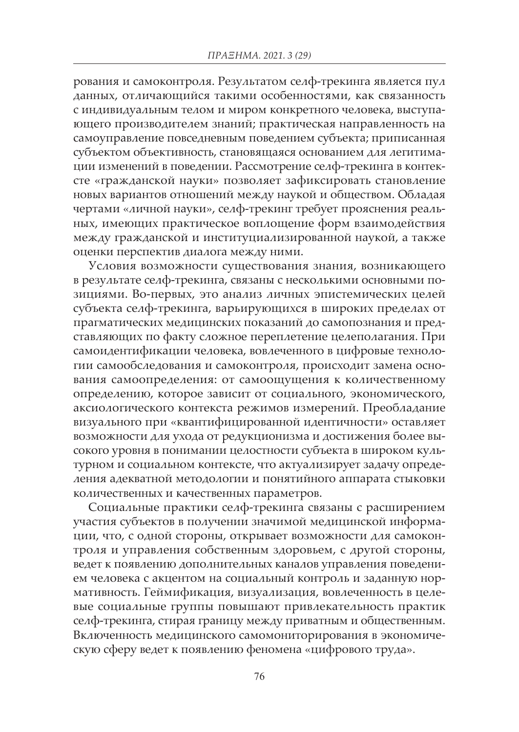рования и самоконтроля. Результатом селф-трекинга является пул данных, отличающийся такими особенностями, как связанность с индивидуальным телом и миром конкретного человека, выступающего производителем знаний; практическая направленность на самоуправление повседневным поведением субъекта; приписанная субъектом объективность, становящаяся основанием для легитимации изменений в поведении. Рассмотрение селф-трекинга в контексте «гражданской науки» позволяет зафиксировать становление новых вариантов отношений между наукой и обществом. Обладая чертами «личной науки», селф-трекинг требует прояснения реальных, имеющих практическое воплощение форм взаимодействия между гражданской и институциализированной наукой, а также оценки перспектив диалога между ними.

Условия возможности существования знания, возникающего в результате селф-трекинга, связаны с несколькими основными позициями. Во-первых, это анализ личных эпистемических целей субъекта селф-трекинга, варьирующихся в широких пределах от прагматических медицинских показаний до самопознания и представляющих по факту сложное переплетение целеполагания. При самоидентификации человека, вовлеченного в цифровые технологии самообследования и самоконтроля, происходит замена основания самоопределения: от самоощущения к количественному определению, которое зависит от социального, экономического, аксиологического контекста режимов измерений. Преобладание визуального при «квантифицированной идентичности» оставляет возможности для ухода от редукционизма и достижения более высокого уровня в понимании целостности субъекта в широком культурном и социальном контексте, что актуализирует задачу определения адекватной методологии и понятийного аппарата стыковки количественных и качественных параметров.

Социальные практики селф-трекинга связаны с расширением участия субъектов в получении значимой медицинской информации, что, с одной стороны, открывает возможности для самоконтроля и управления собственным здоровьем, с другой стороны, ведет к появлению дополнительных каналов управления поведением человека с акцентом на социальный контроль и заданную нормативность. Геймификация, визуализация, вовлеченность в целевые социальные группы повышают привлекательность практик селф-трекинга, стирая границу между приватным и общественным. Включенность медицинского самомониторирования в экономическую сферу ведет к появлению феномена «цифрового труда».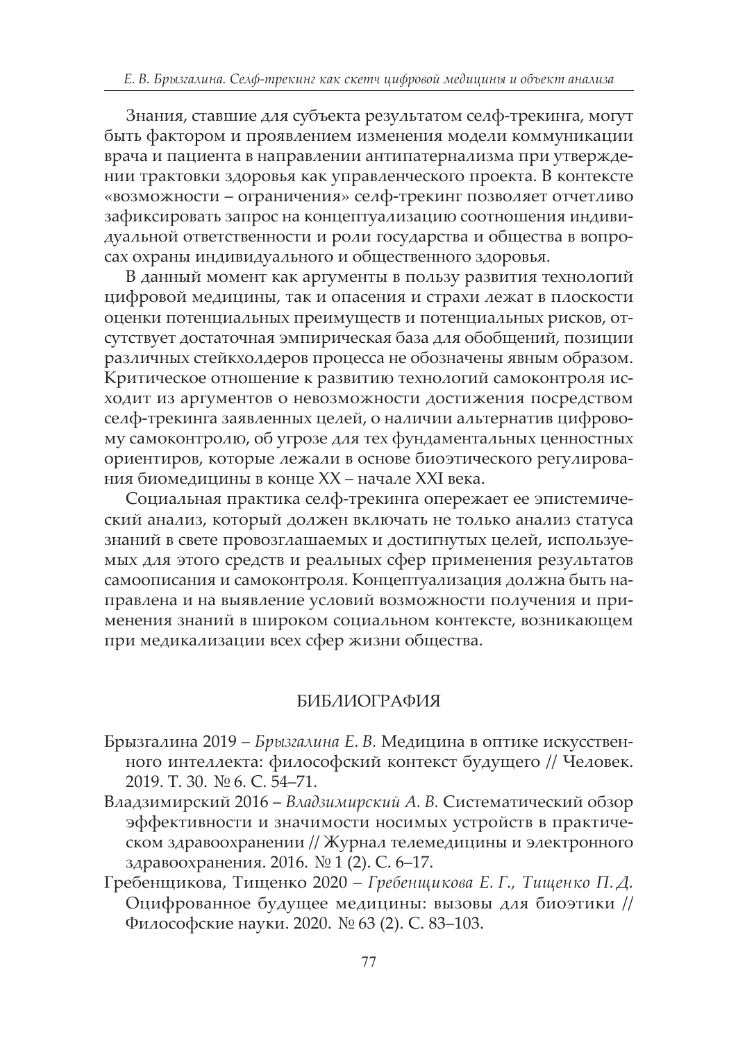Знания, ставшие для субъекта результатом селф-трекинга, могут быть фактором и проявлением изменения модели коммуникации врача и пациента в направлении антипатернализма при утверждении трактовки здоровья как управленческого проекта. В контексте «возможности – ограничения» селф-трекинг позволяет отчетливо зафиксировать запрос на концептуализацию соотношения индивидуальной ответственности и роли государства и общества в вопросах охраны индивидуального и общественного здоровья.

В данный момент как аргументы в пользу развития технологий цифровой медицины, так и опасения и страхи лежат в плоскости оценки потенциальных преимуществ и потенциальных рисков, отсутствует достаточная эмпирическая база для обобщений, позиции различных стейкхолдеров процесса не обозначены явным образом. Критическое отношение к развитию технологий самоконтроля исходит из аргументов о невозможности достижения посредством селф-трекинга заявленных целей, о наличии альтернатив цифровому самоконтролю, об угрозе для тех фундаментальных ценностных ориентиров, которые лежали в основе биоэтического регулирования биомедицины в конце XX – начале XXI века.

Социальная практика селф-трекинга опережает ее эпистемический анализ, который должен включать не только анализ статуса знаний в свете провозглашаемых и достигнутых целей, используемых для этого средств и реальных сфер применения результатов самоописания и самоконтроля. Концептуализация должна быть направлена и на выявление условий возможности получения и применения знаний в широком социальном контексте, возникающем при медикализации всех сфер жизни общества.

## БИБЛИОГРАФИЯ

Брызгалина 2019 – *Брызгалина Е. В.* Медицина в оптике искусственного интеллекта: философский контекст будущего // Человек. 2019. Т. 30. № 6. С. 54–71.

Владзимирский 2016 – *Владзимирский А. В.* Систематический обзор эффективности и значимости носимых устройств в практическом здравоохранении // Журнал телемедицины и электронного здравоохранения. 2016. № 1 (2). С. 6–17.

Гребенщикова, Тищенко 2020 – *Гребенщикова Е. Г., Тищенко П. Д.* Оцифрованное будущее медицины: вызовы для биоэтики // Философские науки. 2020. № 63 (2). С. 83–103.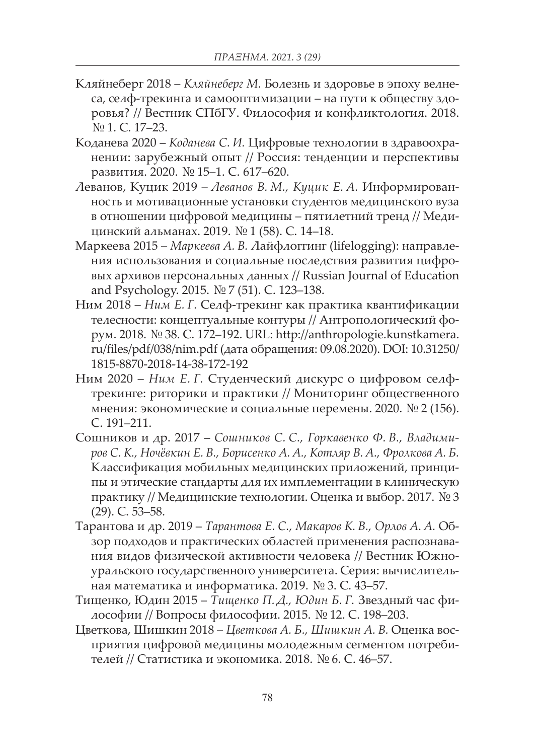Кляйнеберг 2018 – *Кляйнеберг М.* Болезнь и здоровье в эпоху велнеса, селф-трекинга и самооптимизации – на пути к обществу здоровья? // Вестник СПбГУ. Философия и конфликтология. 2018. № 1. С. 17–23.

Коданева 2020 – *Коданева С. И.* Цифровые технологии в здравоохранении: зарубежный опыт // Россия: тенденции и перспективы развития. 2020. № 15–1. С. 617–620.

Леванов, Куцик 2019 – *Леванов В. М., Куцик Е. А.* Информированность и мотивационные установки студентов медицинского вуза в отношении цифровой медицины – пятилетний тренд // Медицинский альманах. 2019. № 1 (58). С. 14–18.

Маркеева 2015 – *Маркеева А. В.* Лайфлоггинг (lifelogging): направления использования и социальные последствия развития цифровых архивов персональных данных // Russian Journal of Education and Psychology. 2015. № 7 (51). С. 123–138.

Ним 2018 – *Ним Е. Г.* Селф-трекинг как практика квантификации телесности: концептуальные контуры // Антропологический форум. 2018. № 38. С. 172–192. URL: http://anthropologie.kunstkamera.ru/files/pdf/038/nim.pdf (дата обращения: 09.08.2020). DOI: 10.31250/1815-8870-2018-14-38-172-192

Ним 2020 – *Ним Е. Г.* Студенческий дискурс о цифровом селф-трекинге: риторики и практики // Мониторинг общественного мнения: экономические и социальные перемены. 2020. № 2 (156). С. 191–211.

Сошников и др. 2017 – *Сошников С. С., Горкавенко Ф. В., Владимиров С. К., Ночёвкин Е. В., Борисенко А. А., Котляр В. А., Фролкова А. Б.* Классификация мобильных медицинских приложений, принципы и этические стандарты для их имплементации в клиническую практику // Медицинские технологии. Оценка и выбор. 2017. № 3 (29). С. 53–58.

Тарантова и др. 2019 – *Тарантова Е. С., Макаров К. В., Орлов А. А.* Обзор подходов и практических областей применения распознавания видов физической активности человека // Вестник Южно-уральского государственного университета. Серия: вычислительная математика и информатика. 2019. № 3. С. 43–57.

Тищенко, Юдин 2015 – *Тищенко П. Д., Юдин Б. Г.* Звездный час философии // Вопросы философии. 2015. № 12. С. 198–203.

Цветкова, Шишкин 2018 – *Цветкова А. Б., Шишкин А. В.* Оценка восприятия цифровой медицины молодежным сегментом потребителей // Статистика и экономика. 2018. № 6. С. 46–57.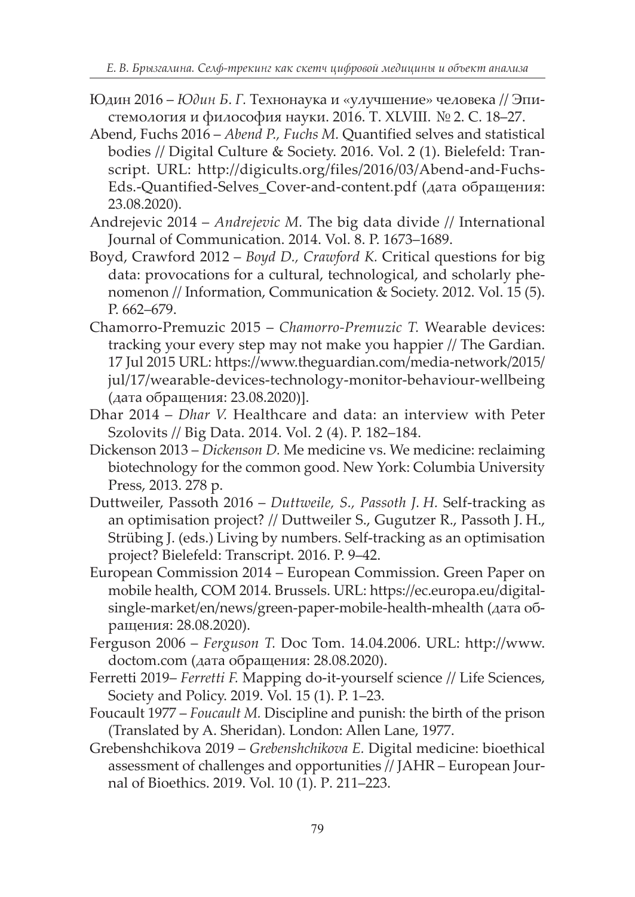Юдин 2016 – *Юдин Б. Г.* Технонаука и «улучшение» человека // Эпистемология и философия науки. 2016. Т. XLVIII. № 2. С. 18–27.

Abend, Fuchs 2016 – *Abend P., Fuchs M.* Quantified selves and statistical bodies // Digital Culture & Society. 2016. Vol. 2 (1). Bielefeld: Transcript. URL: http://digicults.org/files/2016/03/Abend-and-Fuchs-Eds.-Quantified-Selves_Cover-and-content.pdf (дата обращения: 23.08.2020).

Andrejevic 2014 – *Andrejevic M.* The big data divide // International Journal of Communication. 2014. Vol. 8. P. 1673–1689.

Boyd, Crawford 2012 – *Boyd D., Crawford K.* Critical questions for big data: provocations for a cultural, technological, and scholarly phenomenon // Information, Communication & Society. 2012. Vol. 15 (5). P. 662–679.

Chamorro-Premuzic 2015 – *Chamorro-Premuzic T.* Wearable devices: tracking your every step may not make you happier // The Gardian. 17 Jul 2015 URL: https://www.theguardian.com/media-network/2015/jul/17/wearable-devices-technology-monitor-behaviour-wellbeing (дата обращения: 23.08.2020)].

Dhar 2014 – *Dhar V.* Healthcare and data: an interview with Peter Szolovits // Big Data. 2014. Vol. 2 (4). P. 182–184.

Dickenson 2013 – *Dickenson D.* Me medicine vs. We medicine: reclaiming biotechnology for the common good. New York: Columbia University Press, 2013. 278 p.

Duttweiler, Passoth 2016 – *Duttweile, S., Passoth J. H.* Self-tracking as an optimisation project? // Duttweiler S., Gugutzer R., Passoth J. H., Strübing J. (eds.) Living by numbers. Self-tracking as an optimisation project? Bielefeld: Transcript. 2016. P. 9–42.

European Commission 2014 – European Commission. Green Paper on mobile health, COM 2014. Brussels. URL: https://ec.europa.eu/digital-single-market/en/news/green-paper-mobile-health-mhealth (дата обращения: 28.08.2020).

Ferguson 2006 – *Ferguson T.* Doc Tom. 14.04.2006. URL: http://www.doctom.com (дата обращения: 28.08.2020).

Ferretti 2019– *Ferretti F.* Mapping do-it-yourself science // Life Sciences, Society and Policy. 2019. Vol. 15 (1). P. 1–23.

Foucault 1977 – *Foucault M.* Discipline and punish: the birth of the prison (Translated by A. Sheridan). London: Allen Lane, 1977.

Grebenshchikova 2019 – *Grebenshchikova E.* Digital medicine: bioethical assessment of challenges and opportunities // JAHR – European Journal of Bioethics. 2019. Vol. 10 (1). P. 211–223.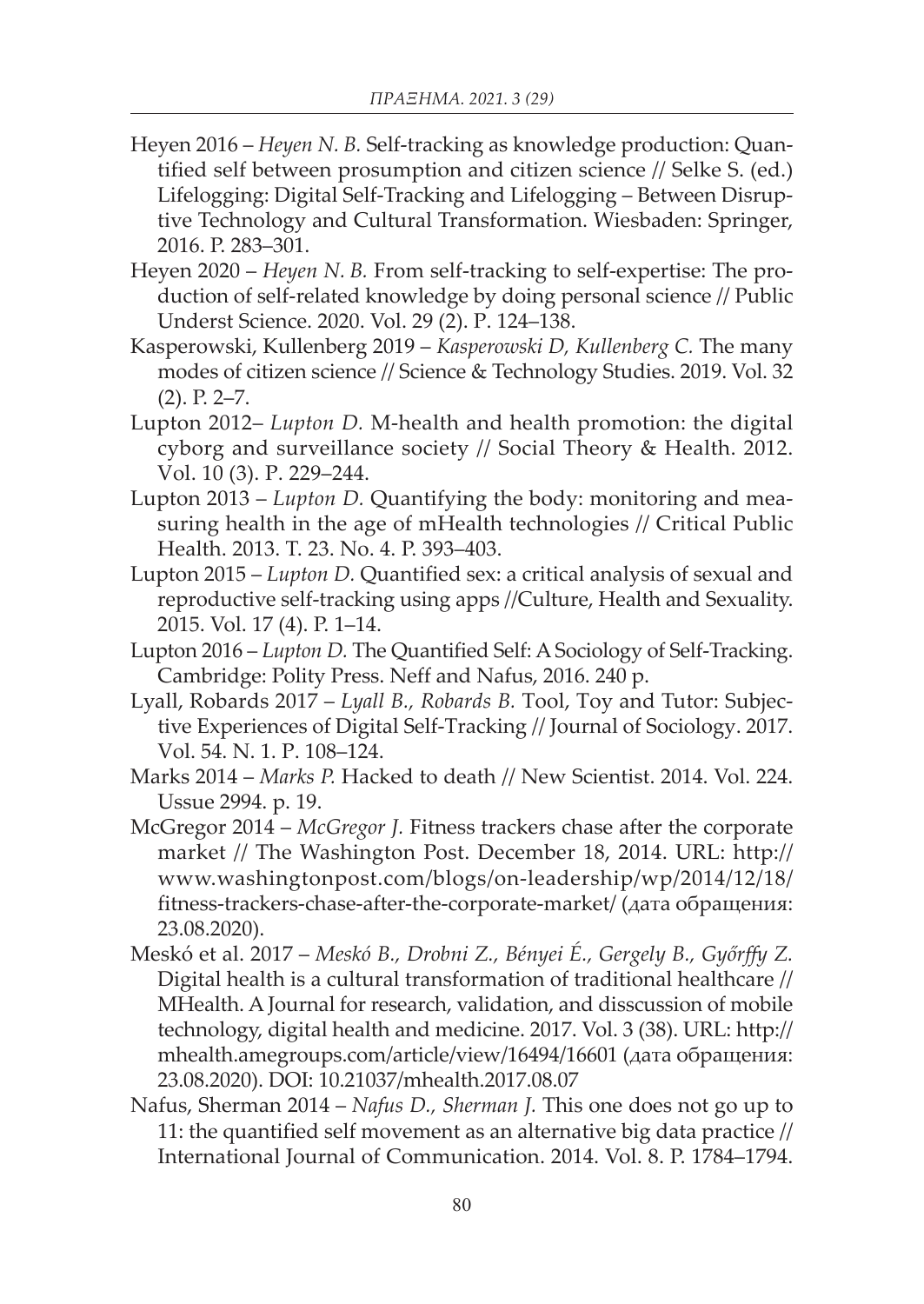Heyen 2016 – *Heyen N. B.* Self-tracking as knowledge production: Quantified self between prosumption and citizen science // Selke S. (ed.) Lifelogging: Digital Self-Tracking and Lifelogging – Between Disruptive Technology and Cultural Transformation. Wiesbaden: Springer, 2016. P. 283–301.

Heyen 2020 – *Heyen N. B.* From self-tracking to self-expertise: The production of self-related knowledge by doing personal science // Public Underst Science. 2020. Vol. 29 (2). P. 124–138.

Kasperowski, Kullenberg 2019 – *Kasperowski D, Kullenberg C.* The many modes of citizen science // Science & Technology Studies. 2019. Vol. 32 (2). P. 2–7.

Lupton 2012– *Lupton D.* M-health and health promotion: the digital cyborg and surveillance society // Social Theory & Health. 2012. Vol. 10 (3). P. 229–244.

Lupton 2013 – *Lupton D.* Quantifying the body: monitoring and measuring health in the age of mHealth technologies // Critical Public Health. 2013. T. 23. No. 4. P. 393–403.

Lupton 2015 – *Lupton D.* Quantified sex: a critical analysis of sexual and reproductive self-tracking using apps //Culture, Health and Sexuality. 2015. Vol. 17 (4). P. 1–14.

Lupton 2016 – *Lupton D.* The Quantified Self: A Sociology of Self-Tracking. Cambridge: Polity Press. Neff and Nafus, 2016. 240 p.

Lyall, Robards 2017 – *Lyall B., Robards B.* Tool, Toy and Tutor: Subjective Experiences of Digital Self-Tracking // Journal of Sociology. 2017. Vol. 54. N. 1. P. 108–124.

Marks 2014 – *Marks P.* Hacked to death // New Scientist. 2014. Vol. 224. Ussue 2994. p. 19.

McGregor 2014 – *McGregor J.* Fitness trackers chase after the corporate market // The Washington Post. December 18, 2014. URL: http://www.washingtonpost.com/blogs/on-leadership/wp/2014/12/18/fitness-trackers-chase-after-the-corporate-market/ (дата обращения: 23.08.2020).

Meskó et al. 2017 – *Meskó B., Drobni Z., Bényei É., Gergely B., Győrffy Z.* Digital health is a cultural transformation of traditional healthcare // MHealth. A Journal for research, validation, and disscussion of mobile technology, digital health and medicine. 2017. Vol. 3 (38). URL: http://mhealth.amegroups.com/article/view/16494/16601 (дата обращения: 23.08.2020). DOI: 10.21037/mhealth.2017.08.07

Nafus, Sherman 2014 – *Nafus D., Sherman J.* This one does not go up to 11: the quantified self movement as an alternative big data practice // International Journal of Communication. 2014. Vol. 8. P. 1784–1794.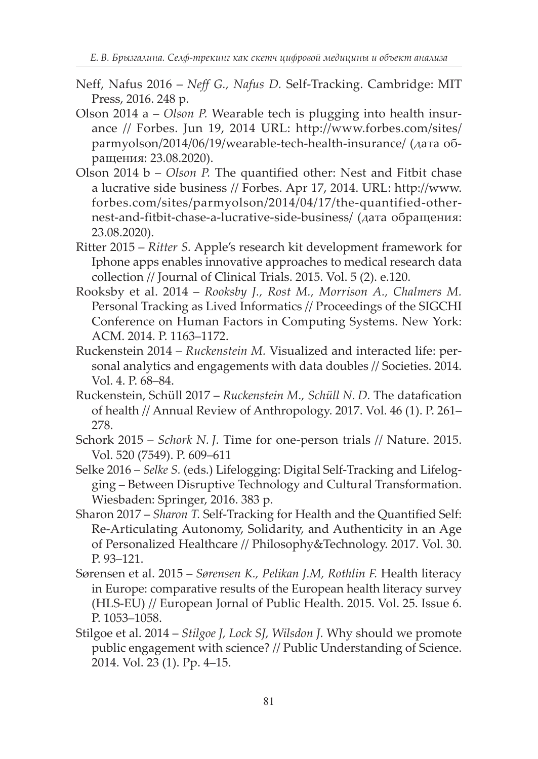Neff, Nafus 2016 – *Neff G., Nafus D.* Self-Tracking. Cambridge: MIT Press, 2016. 248 p.

Olson 2014 a – *Olson P.* Wearable tech is plugging into health insurance // Forbes. Jun 19, 2014 URL: http://www.forbes.com/sites/parmyolson/2014/06/19/wearable-tech-health-insurance/ (дата обращения: 23.08.2020).

Olson 2014 b – *Olson P.* The quantified other: Nest and Fitbit chase a lucrative side business // Forbes. Apr 17, 2014. URL: http://www.forbes.com/sites/parmyolson/2014/04/17/the-quantified-other-nest-and-fitbit-chase-a-lucrative-side-business/ (дата обращения: 23.08.2020).

Ritter 2015 – *Ritter S.* Apple's research kit development framework for Iphone apps enables innovative approaches to medical research data collection // Journal of Clinical Trials. 2015. Vol. 5 (2). e.120.

Rooksby et al. 2014 – *Rooksby J., Rost M., Morrison A., Chalmers M.* Personal Tracking as Lived Informatics // Proceedings of the SIGCHI Conference on Human Factors in Computing Systems. New York: ACM. 2014. P. 1163–1172.

Ruckenstein 2014 – *Ruckenstein M.* Visualized and interacted life: personal analytics and engagements with data doubles // Societies. 2014. Vol. 4. P. 68–84.

Ruckenstein, Schüll 2017 – *Ruckenstein M., Schüll N. D.* The datafication of health // Annual Review of Anthropology. 2017. Vol. 46 (1). P. 261–278.

Schork 2015 – *Schork N. J.* Time for one-person trials // Nature. 2015. Vol. 520 (7549). P. 609–611

Selke 2016 – *Selke S.* (eds.) Lifelogging: Digital Self-Tracking and Lifelogging – Between Disruptive Technology and Cultural Transformation. Wiesbaden: Springer, 2016. 383 p.

Sharon 2017 – *Sharon T.* Self-Tracking for Health and the Quantified Self: Re-Articulating Autonomy, Solidarity, and Authenticity in an Age of Personalized Healthcare // Philosophy&Technology. 2017. Vol. 30. P. 93–121.

Sørensen et al. 2015 – *Sørensen K., Pelikan J.M, Rothlin F.* Health literacy in Europe: comparative results of the European health literacy survey (HLS-EU) // European Jornal of Public Health. 2015. Vol. 25. Issue 6. P. 1053–1058.

Stilgoe et al. 2014 – *Stilgoe J, Lock SJ, Wilsdon J.* Why should we promote public engagement with science? // Public Understanding of Science. 2014. Vol. 23 (1). Pp. 4–15.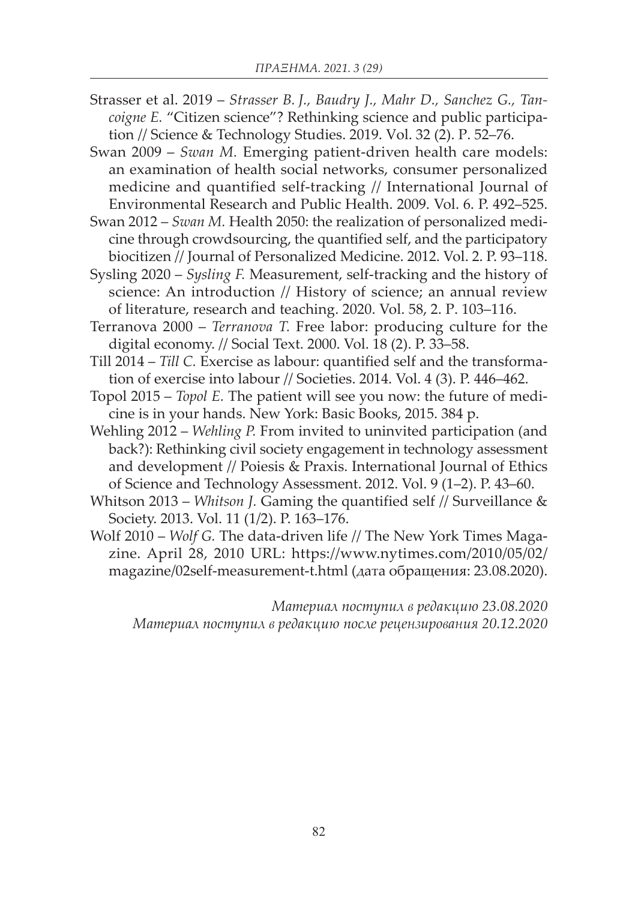Strasser et al. 2019 – *Strasser B. J., Baudry J., Mahr D., Sanchez G., Tancoigne E.* "Citizen science"? Rethinking science and public participation // Science & Technology Studies. 2019. Vol. 32 (2). P. 52–76.

Swan 2009 – *Swan M.* Emerging patient-driven health care models: an examination of health social networks, consumer personalized medicine and quantified self-tracking // International Journal of Environmental Research and Public Health. 2009. Vol. 6. P. 492–525.

Swan 2012 – *Swan M.* Health 2050: the realization of personalized medicine through crowdsourcing, the quantified self, and the participatory biocitizen // Journal of Personalized Medicine. 2012. Vol. 2. P. 93–118.

Sysling 2020 – *Sysling F.* Measurement, self-tracking and the history of science: An introduction // History of science; an annual review of literature, research and teaching. 2020. Vol. 58, 2. P. 103–116.

Terranova 2000 – *Terranova T.* Free labor: producing culture for the digital economy. // Social Text. 2000. Vol. 18 (2). P. 33–58.

Till 2014 – *Till C.* Exercise as labour: quantified self and the transformation of exercise into labour // Societies. 2014. Vol. 4 (3). P. 446–462.

Topol 2015 – *Topol E.* The patient will see you now: the future of medicine is in your hands. New York: Basic Books, 2015. 384 p.

Wehling 2012 – *Wehling P.* From invited to uninvited participation (and back?): Rethinking civil society engagement in technology assessment and development // Poiesis & Praxis. International Journal of Ethics of Science and Technology Assessment. 2012. Vol. 9 (1–2). P. 43–60.

Whitson 2013 – *Whitson J.* Gaming the quantified self // Surveillance & Society. 2013. Vol. 11 (1/2). P. 163–176.

Wolf 2010 – *Wolf G.* The data-driven life // The New York Times Magazine. April 28, 2010 URL: https://www.nytimes.com/2010/05/02/magazine/02self-measurement-t.html (дата обращения: 23.08.2020).

*Материал поступил в редакцию 23.08.2020*
*Материал поступил в редакцию после рецензирования 20.12.2020*